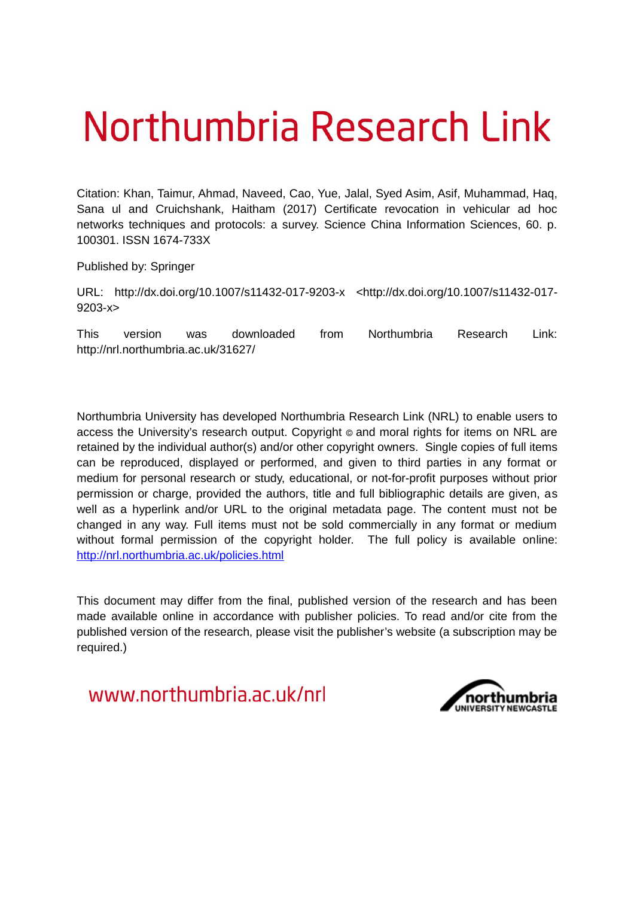# Northumbria Research Link

Citation: Khan, Taimur, Ahmad, Naveed, Cao, Yue, Jalal, Syed Asim, Asif, Muhammad, Haq, Sana ul and Cruichshank, Haitham (2017) Certificate revocation in vehicular ad hoc networks techniques and protocols: a survey. Science China Information Sciences, 60. p. 100301. ISSN 1674-733X

Published by: Springer

URL: http://dx.doi.org/10.1007/s11432-017-9203-x <http://dx.doi.org/10.1007/s11432-017-9203-x>

This version was downloaded from Northumbria Research Link: http://nrl.northumbria.ac.uk/31627/

Northumbria University has developed Northumbria Research Link (NRL) to enable users to access the University's research output. Copyright © and moral rights for items on NRL are retained by the individual author(s) and/or other copyright owners. Single copies of full items can be reproduced, displayed or performed, and given to third parties in any format or medium for personal research or study, educational, or not-for-profit purposes without prior permission or charge, provided the authors, title and full bibliographic details are given, as well as a hyperlink and/or URL to the original metadata page. The content must not be changed in any way. Full items must not be sold commercially in any format or medium without formal permission of the copyright holder. The full policy is available online: http://nrl.northumbria.ac.uk/policies.html

This document may differ from the final, published version of the research and has been made available online in accordance with publisher policies. To read and/or cite from the published version of the research, please visit the publisher's website (a subscription may be required.)

www.northumbria.ac.uk/nrl

northumbria UNIVERSITY NEWCASTLE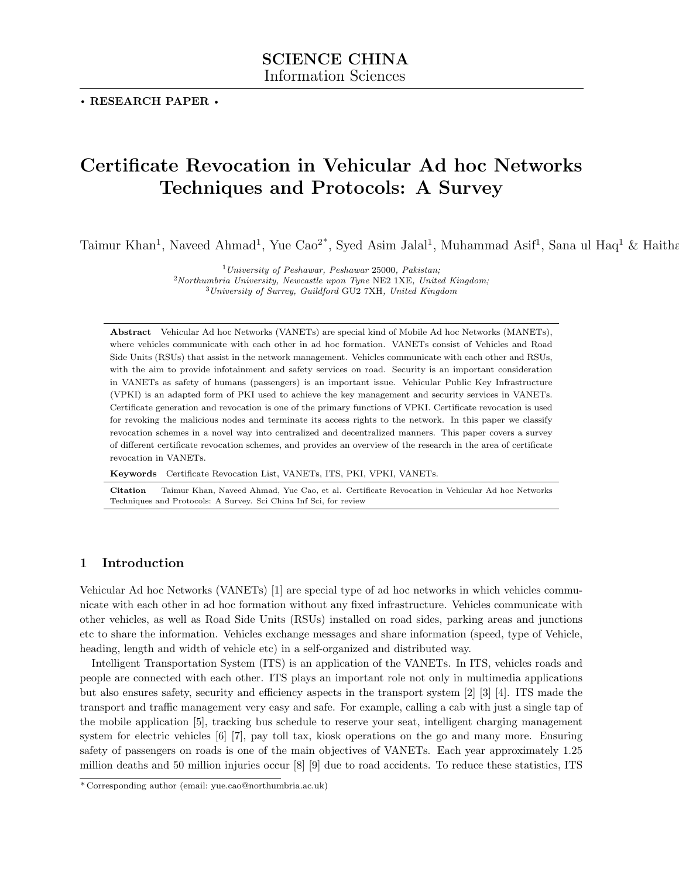SCIENCE CHINA
Information Sciences

**• RESEARCH PAPER •**

# Certificate Revocation in Vehicular Ad hoc Networks Techniques and Protocols: A Survey

Taimur Khan[1], Naveed Ahmad[1], Yue Cao[2*], Syed Asim Jalal[1], Muhammad Asif[1], Sana ul Haq[1] & Haitha

[1]*University of Peshawar, Peshawar* 25000*, Pakistan;*
[2]*Northumbria University, Newcastle upon Tyne* NE2 1XE*, United Kingdom;*
[3]*University of Surrey, Guildford* GU2 7XH*, United Kingdom*

**Abstract** Vehicular Ad hoc Networks (VANETs) are special kind of Mobile Ad hoc Networks (MANETs), where vehicles communicate with each other in ad hoc formation. VANETs consist of Vehicles and Road Side Units (RSUs) that assist in the network management. Vehicles communicate with each other and RSUs, with the aim to provide infotainment and safety services on road. Security is an important consideration in VANETs as safety of humans (passengers) is an important issue. Vehicular Public Key Infrastructure (VPKI) is an adapted form of PKI used to achieve the key management and security services in VANETs. Certificate generation and revocation is one of the primary functions of VPKI. Certificate revocation is used for revoking the malicious nodes and terminate its access rights to the network. In this paper we classify revocation schemes in a novel way into centralized and decentralized manners. This paper covers a survey of different certificate revocation schemes, and provides an overview of the research in the area of certificate revocation in VANETs.

**Keywords** Certificate Revocation List, VANETs, ITS, PKI, VPKI, VANETs.

**Citation** Taimur Khan, Naveed Ahmad, Yue Cao, et al. Certificate Revocation in Vehicular Ad hoc Networks Techniques and Protocols: A Survey. Sci China Inf Sci, for review

## 1 Introduction

Vehicular Ad hoc Networks (VANETs) [1] are special type of ad hoc networks in which vehicles communicate with each other in ad hoc formation without any fixed infrastructure. Vehicles communicate with other vehicles, as well as Road Side Units (RSUs) installed on road sides, parking areas and junctions etc to share the information. Vehicles exchange messages and share information (speed, type of Vehicle, heading, length and width of vehicle etc) in a self-organized and distributed way.

Intelligent Transportation System (ITS) is an application of the VANETs. In ITS, vehicles roads and people are connected with each other. ITS plays an important role not only in multimedia applications but also ensures safety, security and efficiency aspects in the transport system [2] [3] [4]. ITS made the transport and traffic management very easy and safe. For example, calling a cab with just a single tap of the mobile application [5], tracking bus schedule to reserve your seat, intelligent charging management system for electric vehicles [6] [7], pay toll tax, kiosk operations on the go and many more. Ensuring safety of passengers on roads is one of the main objectives of VANETs. Each year approximately 1.25 million deaths and 50 million injuries occur [8] [9] due to road accidents. To reduce these statistics, ITS

*Corresponding author (email: yue.cao@northumbria.ac.uk)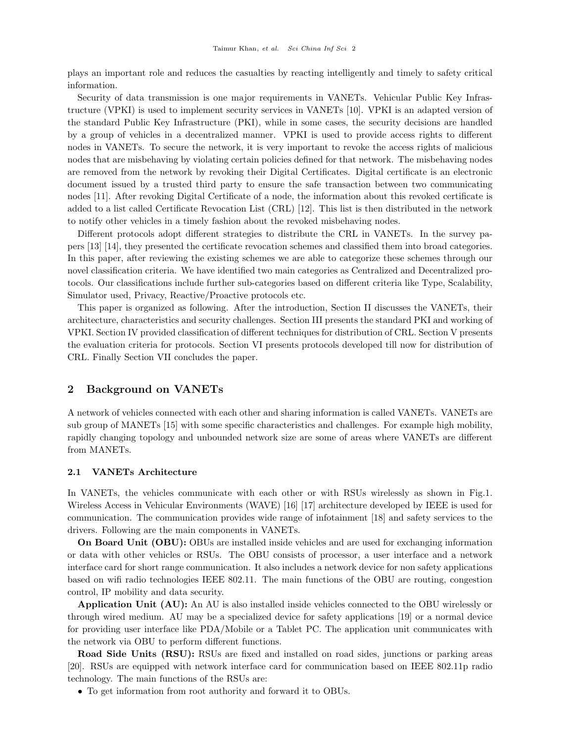plays an important role and reduces the casualties by reacting intelligently and timely to safety critical information.

Security of data transmission is one major requirements in VANETs. Vehicular Public Key Infrastructure (VPKI) is used to implement security services in VANETs [10]. VPKI is an adapted version of the standard Public Key Infrastructure (PKI), while in some cases, the security decisions are handled by a group of vehicles in a decentralized manner. VPKI is used to provide access rights to different nodes in VANETs. To secure the network, it is very important to revoke the access rights of malicious nodes that are misbehaving by violating certain policies defined for that network. The misbehaving nodes are removed from the network by revoking their Digital Certificates. Digital certificate is an electronic document issued by a trusted third party to ensure the safe transaction between two communicating nodes [11]. After revoking Digital Certificate of a node, the information about this revoked certificate is added to a list called Certificate Revocation List (CRL) [12]. This list is then distributed in the network to notify other vehicles in a timely fashion about the revoked misbehaving nodes.

Different protocols adopt different strategies to distribute the CRL in VANETs. In the survey papers [13] [14], they presented the certificate revocation schemes and classified them into broad categories. In this paper, after reviewing the existing schemes we are able to categorize these schemes through our novel classification criteria. We have identified two main categories as Centralized and Decentralized protocols. Our classifications include further sub-categories based on different criteria like Type, Scalability, Simulator used, Privacy, Reactive/Proactive protocols etc.

This paper is organized as following. After the introduction, Section II discusses the VANETs, their architecture, characteristics and security challenges. Section III presents the standard PKI and working of VPKI. Section IV provided classification of different techniques for distribution of CRL. Section V presents the evaluation criteria for protocols. Section VI presents protocols developed till now for distribution of CRL. Finally Section VII concludes the paper.

## 2 Background on VANETs

A network of vehicles connected with each other and sharing information is called VANETs. VANETs are sub group of MANETs [15] with some specific characteristics and challenges. For example high mobility, rapidly changing topology and unbounded network size are some of areas where VANETs are different from MANETs.

### 2.1 VANETs Architecture

In VANETs, the vehicles communicate with each other or with RSUs wirelessly as shown in Fig.1. Wireless Access in Vehicular Environments (WAVE) [16] [17] architecture developed by IEEE is used for communication. The communication provides wide range of infotainment [18] and safety services to the drivers. Following are the main components in VANETs.

**On Board Unit (OBU):** OBUs are installed inside vehicles and are used for exchanging information or data with other vehicles or RSUs. The OBU consists of processor, a user interface and a network interface card for short range communication. It also includes a network device for non safety applications based on wifi radio technologies IEEE 802.11. The main functions of the OBU are routing, congestion control, IP mobility and data security.

**Application Unit (AU):** An AU is also installed inside vehicles connected to the OBU wirelessly or through wired medium. AU may be a specialized device for safety applications [19] or a normal device for providing user interface like PDA/Mobile or a Tablet PC. The application unit communicates with the network via OBU to perform different functions.

**Road Side Units (RSU):** RSUs are fixed and installed on road sides, junctions or parking areas [20]. RSUs are equipped with network interface card for communication based on IEEE 802.11p radio technology. The main functions of the RSUs are:

- To get information from root authority and forward it to OBUs.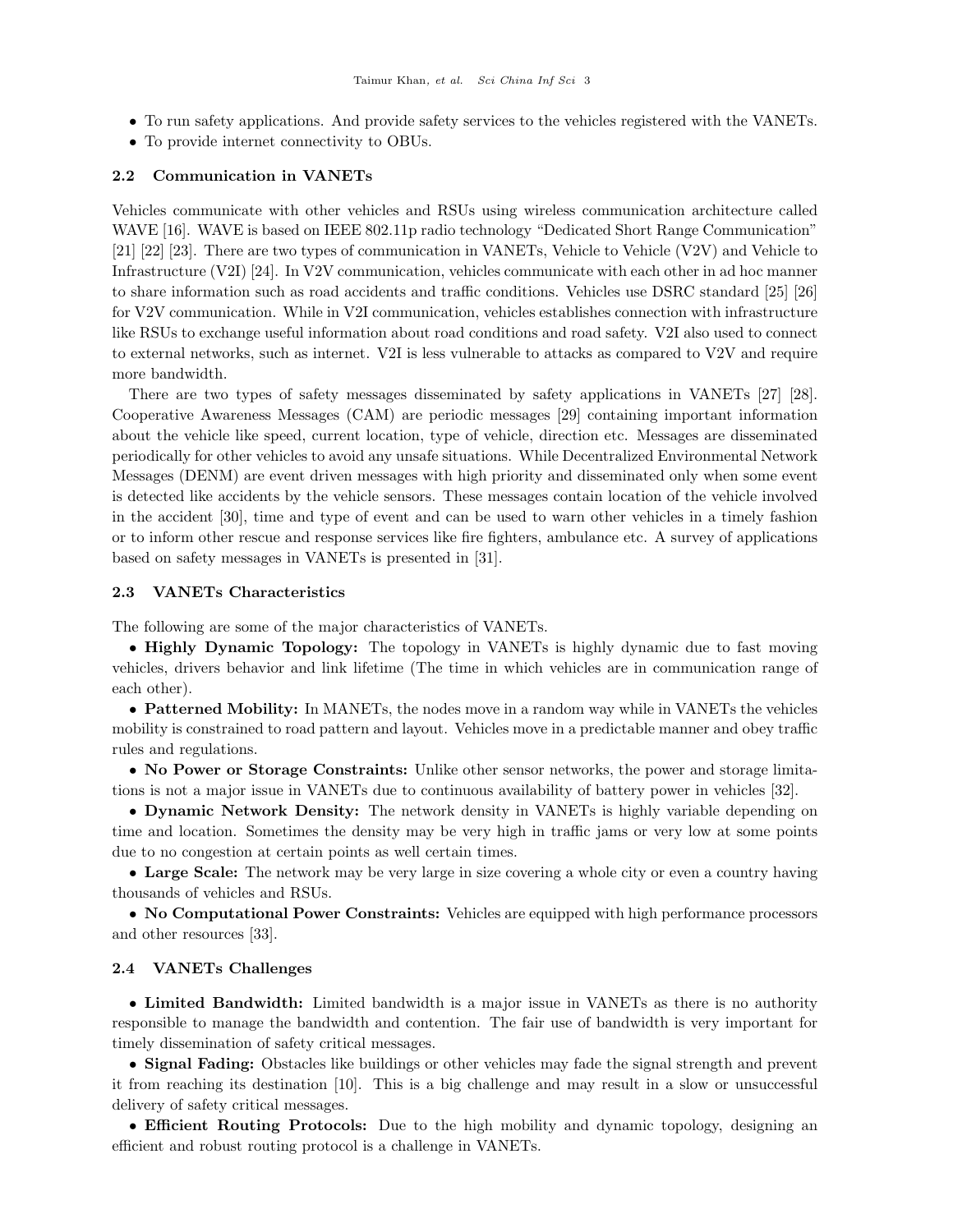- To run safety applications. And provide safety services to the vehicles registered with the VANETs.
- To provide internet connectivity to OBUs.

### 2.2 Communication in VANETs

Vehicles communicate with other vehicles and RSUs using wireless communication architecture called WAVE [16]. WAVE is based on IEEE 802.11p radio technology "Dedicated Short Range Communication" [21] [22] [23]. There are two types of communication in VANETs, Vehicle to Vehicle (V2V) and Vehicle to Infrastructure (V2I) [24]. In V2V communication, vehicles communicate with each other in ad hoc manner to share information such as road accidents and traffic conditions. Vehicles use DSRC standard [25] [26] for V2V communication. While in V2I communication, vehicles establishes connection with infrastructure like RSUs to exchange useful information about road conditions and road safety. V2I also used to connect to external networks, such as internet. V2I is less vulnerable to attacks as compared to V2V and require more bandwidth.

There are two types of safety messages disseminated by safety applications in VANETs [27] [28]. Cooperative Awareness Messages (CAM) are periodic messages [29] containing important information about the vehicle like speed, current location, type of vehicle, direction etc. Messages are disseminated periodically for other vehicles to avoid any unsafe situations. While Decentralized Environmental Network Messages (DENM) are event driven messages with high priority and disseminated only when some event is detected like accidents by the vehicle sensors. These messages contain location of the vehicle involved in the accident [30], time and type of event and can be used to warn other vehicles in a timely fashion or to inform other rescue and response services like fire fighters, ambulance etc. A survey of applications based on safety messages in VANETs is presented in [31].

### 2.3 VANETs Characteristics

The following are some of the major characteristics of VANETs.

- **Highly Dynamic Topology:** The topology in VANETs is highly dynamic due to fast moving vehicles, drivers behavior and link lifetime (The time in which vehicles are in communication range of each other).
- **Patterned Mobility:** In MANETs, the nodes move in a random way while in VANETs the vehicles mobility is constrained to road pattern and layout. Vehicles move in a predictable manner and obey traffic rules and regulations.
- **No Power or Storage Constraints:** Unlike other sensor networks, the power and storage limitations is not a major issue in VANETs due to continuous availability of battery power in vehicles [32].
- **Dynamic Network Density:** The network density in VANETs is highly variable depending on time and location. Sometimes the density may be very high in traffic jams or very low at some points due to no congestion at certain points as well certain times.
- **Large Scale:** The network may be very large in size covering a whole city or even a country having thousands of vehicles and RSUs.
- **No Computational Power Constraints:** Vehicles are equipped with high performance processors and other resources [33].

### 2.4 VANETs Challenges

- **Limited Bandwidth:** Limited bandwidth is a major issue in VANETs as there is no authority responsible to manage the bandwidth and contention. The fair use of bandwidth is very important for timely dissemination of safety critical messages.
- **Signal Fading:** Obstacles like buildings or other vehicles may fade the signal strength and prevent it from reaching its destination [10]. This is a big challenge and may result in a slow or unsuccessful delivery of safety critical messages.
- **Efficient Routing Protocols:** Due to the high mobility and dynamic topology, designing an efficient and robust routing protocol is a challenge in VANETs.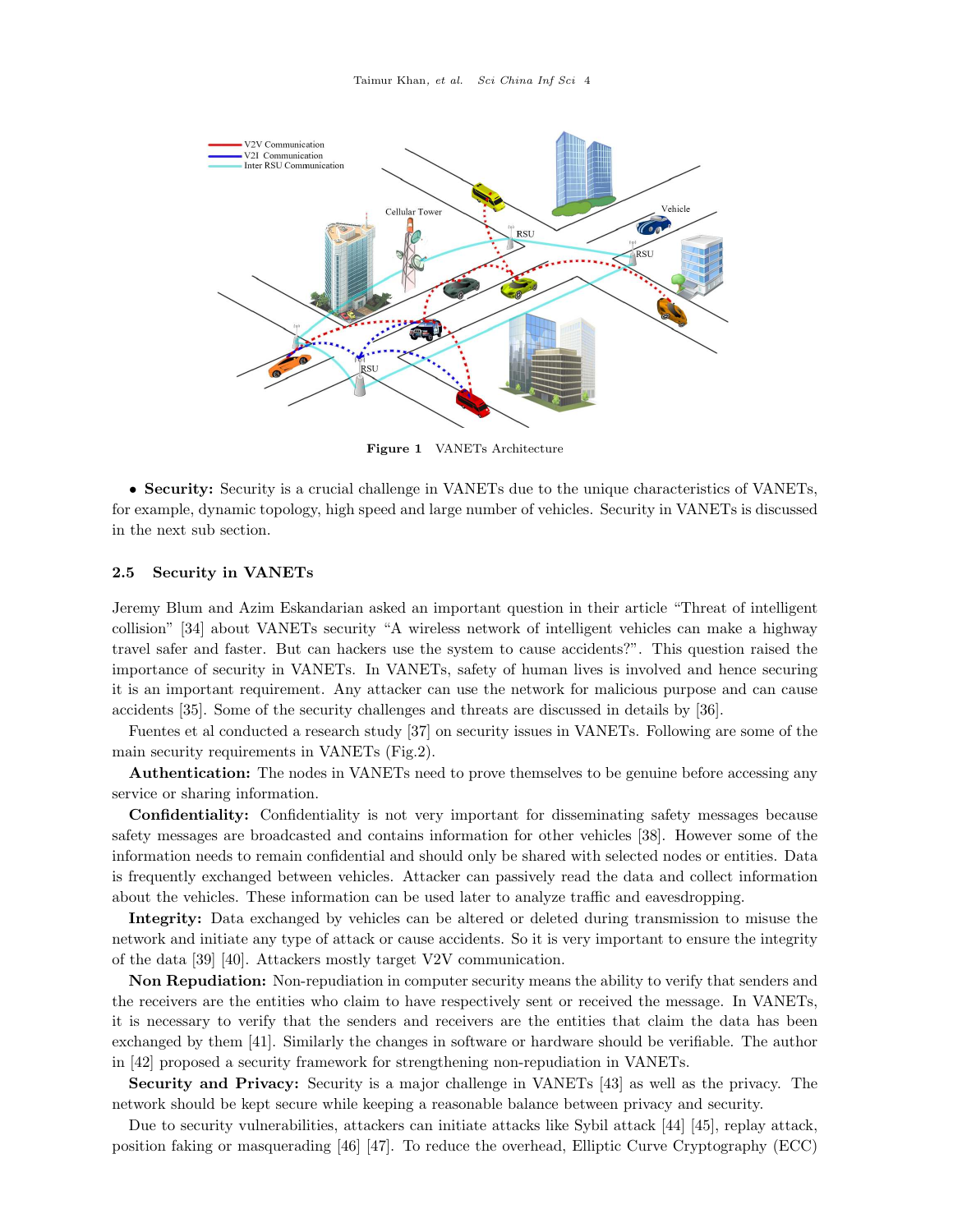Figure 1 VANETs Architecture

- **Security:** Security is a crucial challenge in VANETs due to the unique characteristics of VANETs, for example, dynamic topology, high speed and large number of vehicles. Security in VANETs is discussed in the next sub section.

### 2.5 Security in VANETs

Jeremy Blum and Azim Eskandarian asked an important question in their article "Threat of intelligent collision" [34] about VANETs security "A wireless network of intelligent vehicles can make a highway travel safer and faster. But can hackers use the system to cause accidents?". This question raised the importance of security in VANETs. In VANETs, safety of human lives is involved and hence securing it is an important requirement. Any attacker can use the network for malicious purpose and can cause accidents [35]. Some of the security challenges and threats are discussed in details by [36].

Fuentes et al conducted a research study [37] on security issues in VANETs. Following are some of the main security requirements in VANETs (Fig.2).

**Authentication:** The nodes in VANETs need to prove themselves to be genuine before accessing any service or sharing information.

**Confidentiality:** Confidentiality is not very important for disseminating safety messages because safety messages are broadcasted and contains information for other vehicles [38]. However some of the information needs to remain confidential and should only be shared with selected nodes or entities. Data is frequently exchanged between vehicles. Attacker can passively read the data and collect information about the vehicles. These information can be used later to analyze traffic and eavesdropping.

**Integrity:** Data exchanged by vehicles can be altered or deleted during transmission to misuse the network and initiate any type of attack or cause accidents. So it is very important to ensure the integrity of the data [39] [40]. Attackers mostly target V2V communication.

**Non Repudiation:** Non-repudiation in computer security means the ability to verify that senders and the receivers are the entities who claim to have respectively sent or received the message. In VANETs, it is necessary to verify that the senders and receivers are the entities that claim the data has been exchanged by them [41]. Similarly the changes in software or hardware should be verifiable. The author in [42] proposed a security framework for strengthening non-repudiation in VANETs.

**Security and Privacy:** Security is a major challenge in VANETs [43] as well as the privacy. The network should be kept secure while keeping a reasonable balance between privacy and security.

Due to security vulnerabilities, attackers can initiate attacks like Sybil attack [44] [45], replay attack, position faking or masquerading [46] [47]. To reduce the overhead, Elliptic Curve Cryptography (ECC)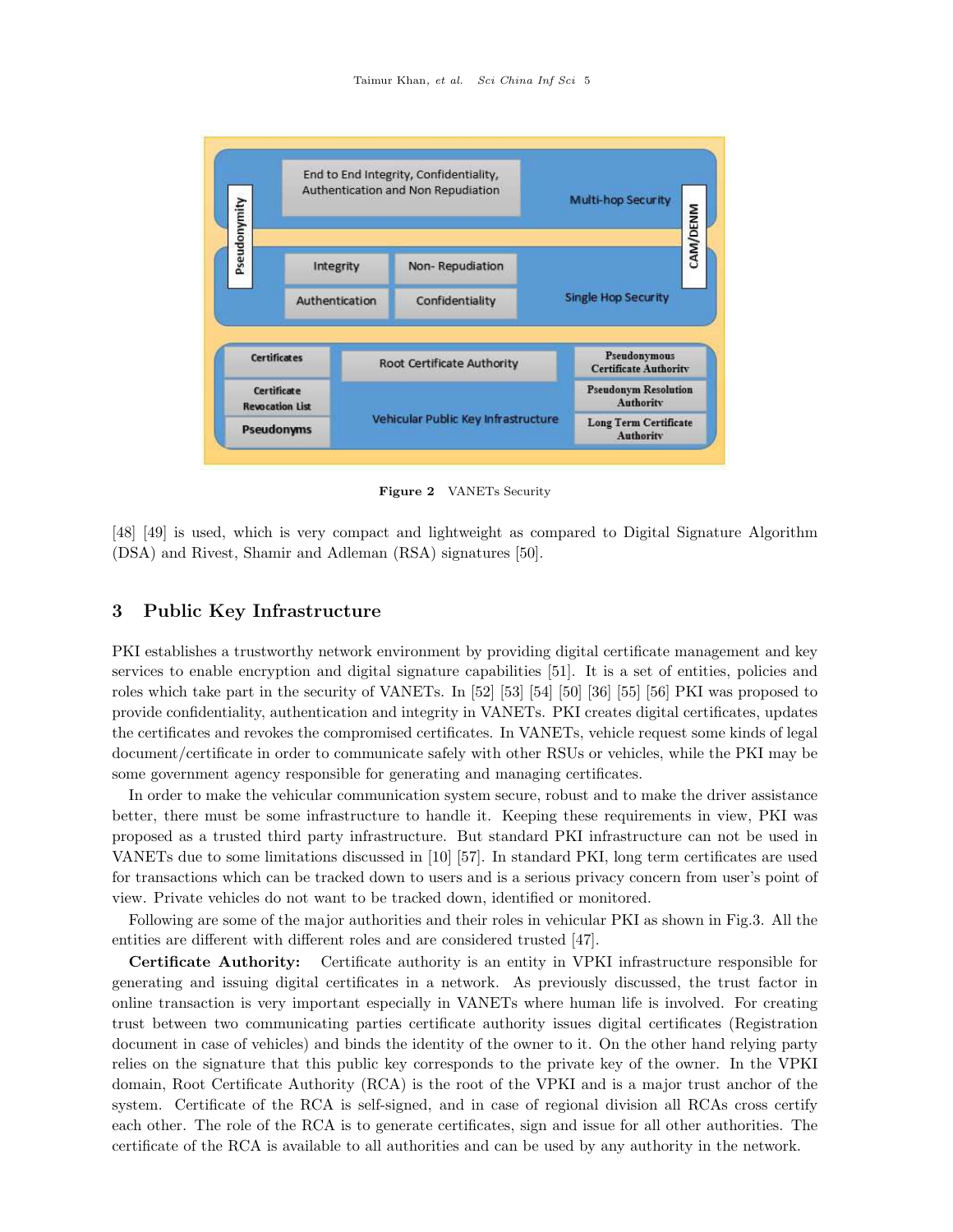Figure 2 VANETs Security

[48] [49] is used, which is very compact and lightweight as compared to Digital Signature Algorithm (DSA) and Rivest, Shamir and Adleman (RSA) signatures [50].

## 3 Public Key Infrastructure

PKI establishes a trustworthy network environment by providing digital certificate management and key services to enable encryption and digital signature capabilities [51]. It is a set of entities, policies and roles which take part in the security of VANETs. In [52] [53] [54] [50] [36] [55] [56] PKI was proposed to provide confidentiality, authentication and integrity in VANETs. PKI creates digital certificates, updates the certificates and revokes the compromised certificates. In VANETs, vehicle request some kinds of legal document/certificate in order to communicate safely with other RSUs or vehicles, while the PKI may be some government agency responsible for generating and managing certificates.

In order to make the vehicular communication system secure, robust and to make the driver assistance better, there must be some infrastructure to handle it. Keeping these requirements in view, PKI was proposed as a trusted third party infrastructure. But standard PKI infrastructure can not be used in VANETs due to some limitations discussed in [10] [57]. In standard PKI, long term certificates are used for transactions which can be tracked down to users and is a serious privacy concern from user's point of view. Private vehicles do not want to be tracked down, identified or monitored.

Following are some of the major authorities and their roles in vehicular PKI as shown in Fig.3. All the entities are different with different roles and are considered trusted [47].

**Certificate Authority:** Certificate authority is an entity in VPKI infrastructure responsible for generating and issuing digital certificates in a network. As previously discussed, the trust factor in online transaction is very important especially in VANETs where human life is involved. For creating trust between two communicating parties certificate authority issues digital certificates (Registration document in case of vehicles) and binds the identity of the owner to it. On the other hand relying party relies on the signature that this public key corresponds to the private key of the owner. In the VPKI domain, Root Certificate Authority (RCA) is the root of the VPKI and is a major trust anchor of the system. Certificate of the RCA is self-signed, and in case of regional division all RCAs cross certify each other. The role of the RCA is to generate certificates, sign and issue for all other authorities. The certificate of the RCA is available to all authorities and can be used by any authority in the network.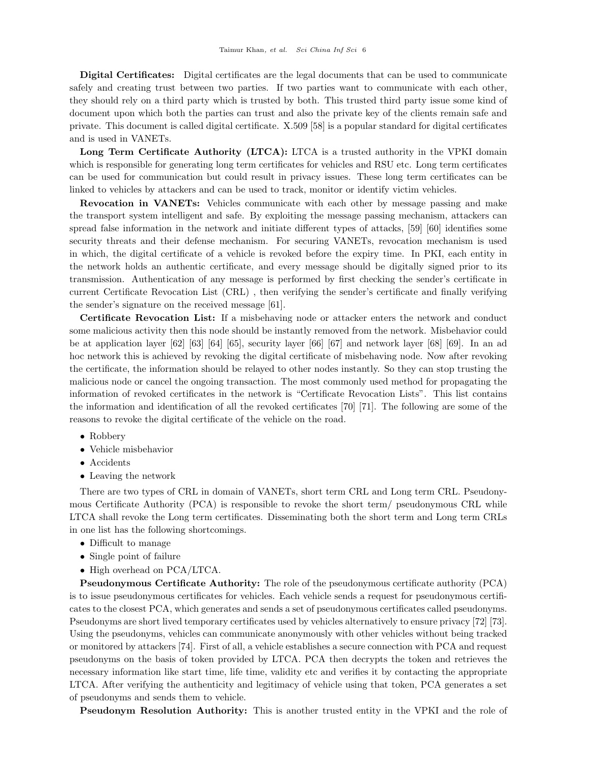**Digital Certificates:** Digital certificates are the legal documents that can be used to communicate safely and creating trust between two parties. If two parties want to communicate with each other, they should rely on a third party which is trusted by both. This trusted third party issue some kind of document upon which both the parties can trust and also the private key of the clients remain safe and private. This document is called digital certificate. X.509 [58] is a popular standard for digital certificates and is used in VANETs.

**Long Term Certificate Authority (LTCA):** LTCA is a trusted authority in the VPKI domain which is responsible for generating long term certificates for vehicles and RSU etc. Long term certificates can be used for communication but could result in privacy issues. These long term certificates can be linked to vehicles by attackers and can be used to track, monitor or identify victim vehicles.

**Revocation in VANETs:** Vehicles communicate with each other by message passing and make the transport system intelligent and safe. By exploiting the message passing mechanism, attackers can spread false information in the network and initiate different types of attacks, [59] [60] identifies some security threats and their defense mechanism. For securing VANETs, revocation mechanism is used in which, the digital certificate of a vehicle is revoked before the expiry time. In PKI, each entity in the network holds an authentic certificate, and every message should be digitally signed prior to its transmission. Authentication of any message is performed by first checking the sender's certificate in current Certificate Revocation List (CRL) , then verifying the sender's certificate and finally verifying the sender's signature on the received message [61].

**Certificate Revocation List:** If a misbehaving node or attacker enters the network and conduct some malicious activity then this node should be instantly removed from the network. Misbehavior could be at application layer [62] [63] [64] [65], security layer [66] [67] and network layer [68] [69]. In an ad hoc network this is achieved by revoking the digital certificate of misbehaving node. Now after revoking the certificate, the information should be relayed to other nodes instantly. So they can stop trusting the malicious node or cancel the ongoing transaction. The most commonly used method for propagating the information of revoked certificates in the network is "Certificate Revocation Lists". This list contains the information and identification of all the revoked certificates [70] [71]. The following are some of the reasons to revoke the digital certificate of the vehicle on the road.

- Robbery
- Vehicle misbehavior
- Accidents
- Leaving the network

There are two types of CRL in domain of VANETs, short term CRL and Long term CRL. Pseudonymous Certificate Authority (PCA) is responsible to revoke the short term/ pseudonymous CRL while LTCA shall revoke the Long term certificates. Disseminating both the short term and Long term CRLs in one list has the following shortcomings.

- Difficult to manage
- Single point of failure
- High overhead on PCA/LTCA.

**Pseudonymous Certificate Authority:** The role of the pseudonymous certificate authority (PCA) is to issue pseudonymous certificates for vehicles. Each vehicle sends a request for pseudonymous certificates to the closest PCA, which generates and sends a set of pseudonymous certificates called pseudonyms. Pseudonyms are short lived temporary certificates used by vehicles alternatively to ensure privacy [72] [73]. Using the pseudonyms, vehicles can communicate anonymously with other vehicles without being tracked or monitored by attackers [74]. First of all, a vehicle establishes a secure connection with PCA and request pseudonyms on the basis of token provided by LTCA. PCA then decrypts the token and retrieves the necessary information like start time, life time, validity etc and verifies it by contacting the appropriate LTCA. After verifying the authenticity and legitimacy of vehicle using that token, PCA generates a set of pseudonyms and sends them to vehicle.

**Pseudonym Resolution Authority:** This is another trusted entity in the VPKI and the role of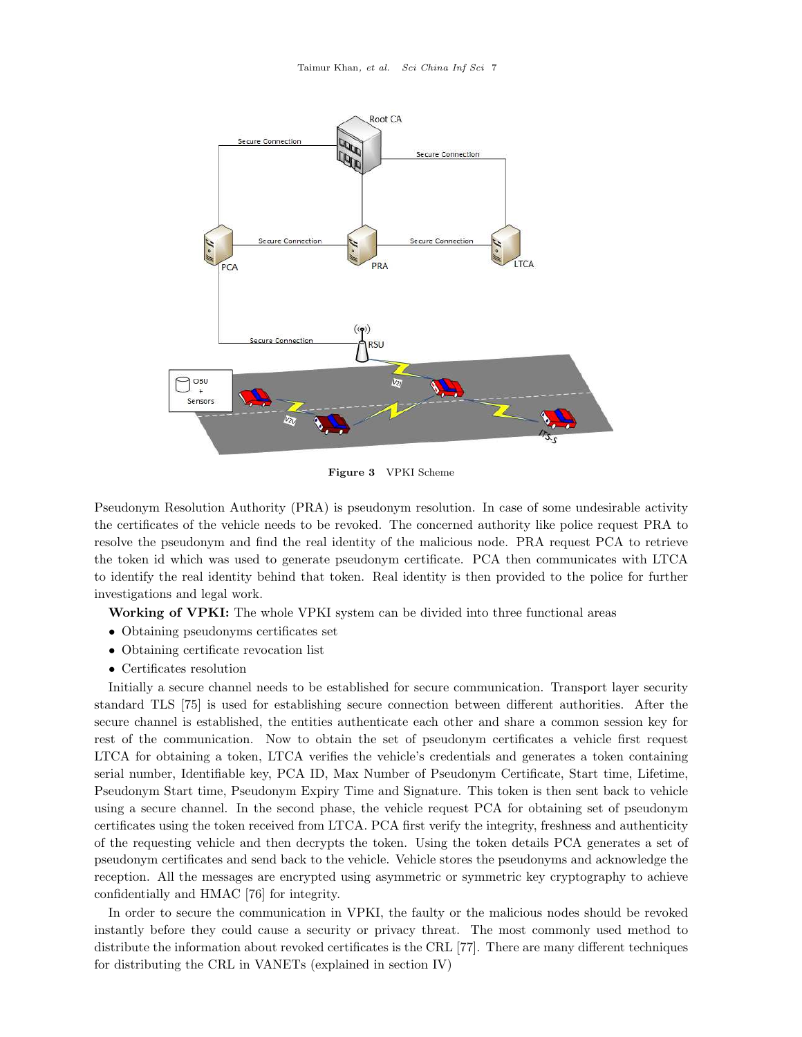Figure 3 VPKI Scheme

Pseudonym Resolution Authority (PRA) is pseudonym resolution. In case of some undesirable activity the certificates of the vehicle needs to be revoked. The concerned authority like police request PRA to resolve the pseudonym and find the real identity of the malicious node. PRA request PCA to retrieve the token id which was used to generate pseudonym certificate. PCA then communicates with LTCA to identify the real identity behind that token. Real identity is then provided to the police for further investigations and legal work.

**Working of VPKI:** The whole VPKI system can be divided into three functional areas

- Obtaining pseudonyms certificates set
- Obtaining certificate revocation list
- Certificates resolution

Initially a secure channel needs to be established for secure communication. Transport layer security standard TLS [75] is used for establishing secure connection between different authorities. After the secure channel is established, the entities authenticate each other and share a common session key for rest of the communication. Now to obtain the set of pseudonym certificates a vehicle first request LTCA for obtaining a token, LTCA verifies the vehicle's credentials and generates a token containing serial number, Identifiable key, PCA ID, Max Number of Pseudonym Certificate, Start time, Lifetime, Pseudonym Start time, Pseudonym Expiry Time and Signature. This token is then sent back to vehicle using a secure channel. In the second phase, the vehicle request PCA for obtaining set of pseudonym certificates using the token received from LTCA. PCA first verify the integrity, freshness and authenticity of the requesting vehicle and then decrypts the token. Using the token details PCA generates a set of pseudonym certificates and send back to the vehicle. Vehicle stores the pseudonyms and acknowledge the reception. All the messages are encrypted using asymmetric or symmetric key cryptography to achieve confidentially and HMAC [76] for integrity.

In order to secure the communication in VPKI, the faulty or the malicious nodes should be revoked instantly before they could cause a security or privacy threat. The most commonly used method to distribute the information about revoked certificates is the CRL [77]. There are many different techniques for distributing the CRL in VANETs (explained in section IV)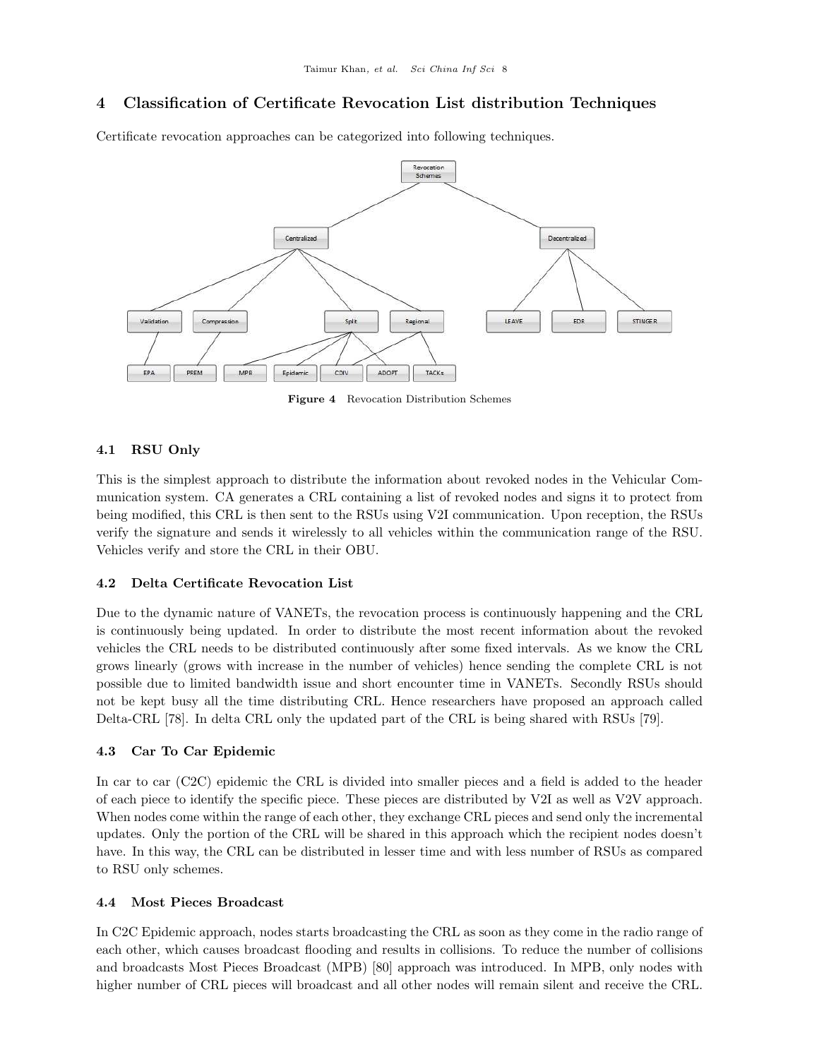## 4 Classification of Certificate Revocation List distribution Techniques

Certificate revocation approaches can be categorized into following techniques.

Figure 4 Revocation Distribution Schemes

### 4.1 RSU Only

This is the simplest approach to distribute the information about revoked nodes in the Vehicular Communication system. CA generates a CRL containing a list of revoked nodes and signs it to protect from being modified, this CRL is then sent to the RSUs using V2I communication. Upon reception, the RSUs verify the signature and sends it wirelessly to all vehicles within the communication range of the RSU. Vehicles verify and store the CRL in their OBU.

### 4.2 Delta Certificate Revocation List

Due to the dynamic nature of VANETs, the revocation process is continuously happening and the CRL is continuously being updated. In order to distribute the most recent information about the revoked vehicles the CRL needs to be distributed continuously after some fixed intervals. As we know the CRL grows linearly (grows with increase in the number of vehicles) hence sending the complete CRL is not possible due to limited bandwidth issue and short encounter time in VANETs. Secondly RSUs should not be kept busy all the time distributing CRL. Hence researchers have proposed an approach called Delta-CRL [78]. In delta CRL only the updated part of the CRL is being shared with RSUs [79].

### 4.3 Car To Car Epidemic

In car to car (C2C) epidemic the CRL is divided into smaller pieces and a field is added to the header of each piece to identify the specific piece. These pieces are distributed by V2I as well as V2V approach. When nodes come within the range of each other, they exchange CRL pieces and send only the incremental updates. Only the portion of the CRL will be shared in this approach which the recipient nodes doesn't have. In this way, the CRL can be distributed in lesser time and with less number of RSUs as compared to RSU only schemes.

### 4.4 Most Pieces Broadcast

In C2C Epidemic approach, nodes starts broadcasting the CRL as soon as they come in the radio range of each other, which causes broadcast flooding and results in collisions. To reduce the number of collisions and broadcasts Most Pieces Broadcast (MPB) [80] approach was introduced. In MPB, only nodes with higher number of CRL pieces will broadcast and all other nodes will remain silent and receive the CRL.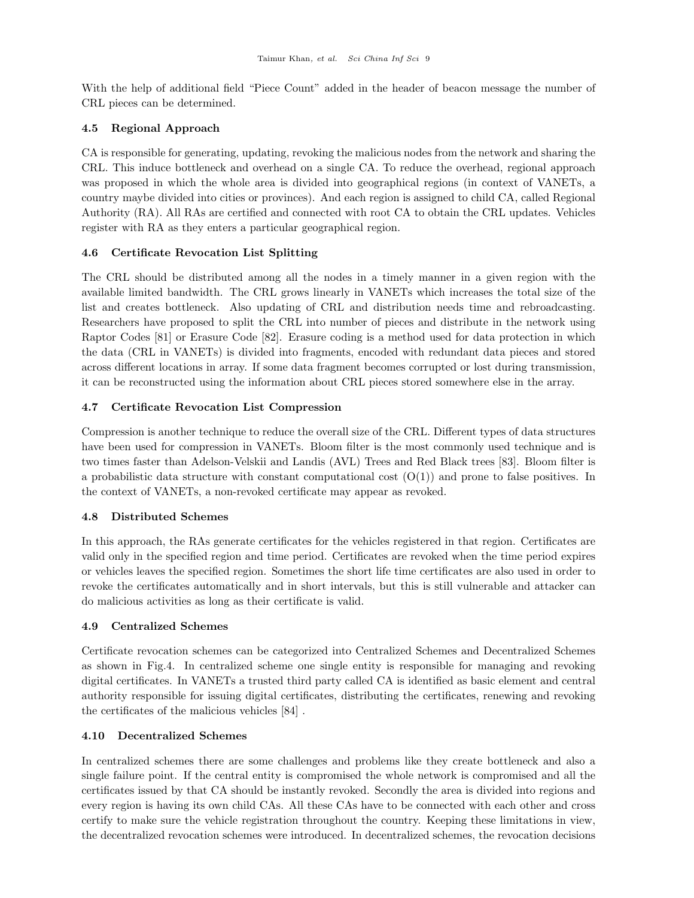With the help of additional field "Piece Count" added in the header of beacon message the number of CRL pieces can be determined.

### 4.5 Regional Approach

CA is responsible for generating, updating, revoking the malicious nodes from the network and sharing the CRL. This induce bottleneck and overhead on a single CA. To reduce the overhead, regional approach was proposed in which the whole area is divided into geographical regions (in context of VANETs, a country maybe divided into cities or provinces). And each region is assigned to child CA, called Regional Authority (RA). All RAs are certified and connected with root CA to obtain the CRL updates. Vehicles register with RA as they enters a particular geographical region.

### 4.6 Certificate Revocation List Splitting

The CRL should be distributed among all the nodes in a timely manner in a given region with the available limited bandwidth. The CRL grows linearly in VANETs which increases the total size of the list and creates bottleneck. Also updating of CRL and distribution needs time and rebroadcasting. Researchers have proposed to split the CRL into number of pieces and distribute in the network using Raptor Codes [81] or Erasure Code [82]. Erasure coding is a method used for data protection in which the data (CRL in VANETs) is divided into fragments, encoded with redundant data pieces and stored across different locations in array. If some data fragment becomes corrupted or lost during transmission, it can be reconstructed using the information about CRL pieces stored somewhere else in the array.

### 4.7 Certificate Revocation List Compression

Compression is another technique to reduce the overall size of the CRL. Different types of data structures have been used for compression in VANETs. Bloom filter is the most commonly used technique and is two times faster than Adelson-Velskii and Landis (AVL) Trees and Red Black trees [83]. Bloom filter is a probabilistic data structure with constant computational cost ($O(1)$) and prone to false positives. In the context of VANETs, a non-revoked certificate may appear as revoked.

### 4.8 Distributed Schemes

In this approach, the RAs generate certificates for the vehicles registered in that region. Certificates are valid only in the specified region and time period. Certificates are revoked when the time period expires or vehicles leaves the specified region. Sometimes the short life time certificates are also used in order to revoke the certificates automatically and in short intervals, but this is still vulnerable and attacker can do malicious activities as long as their certificate is valid.

### 4.9 Centralized Schemes

Certificate revocation schemes can be categorized into Centralized Schemes and Decentralized Schemes as shown in Fig.4. In centralized scheme one single entity is responsible for managing and revoking digital certificates. In VANETs a trusted third party called CA is identified as basic element and central authority responsible for issuing digital certificates, distributing the certificates, renewing and revoking the certificates of the malicious vehicles [84] .

### 4.10 Decentralized Schemes

In centralized schemes there are some challenges and problems like they create bottleneck and also a single failure point. If the central entity is compromised the whole network is compromised and all the certificates issued by that CA should be instantly revoked. Secondly the area is divided into regions and every region is having its own child CAs. All these CAs have to be connected with each other and cross certify to make sure the vehicle registration throughout the country. Keeping these limitations in view, the decentralized revocation schemes were introduced. In decentralized schemes, the revocation decisions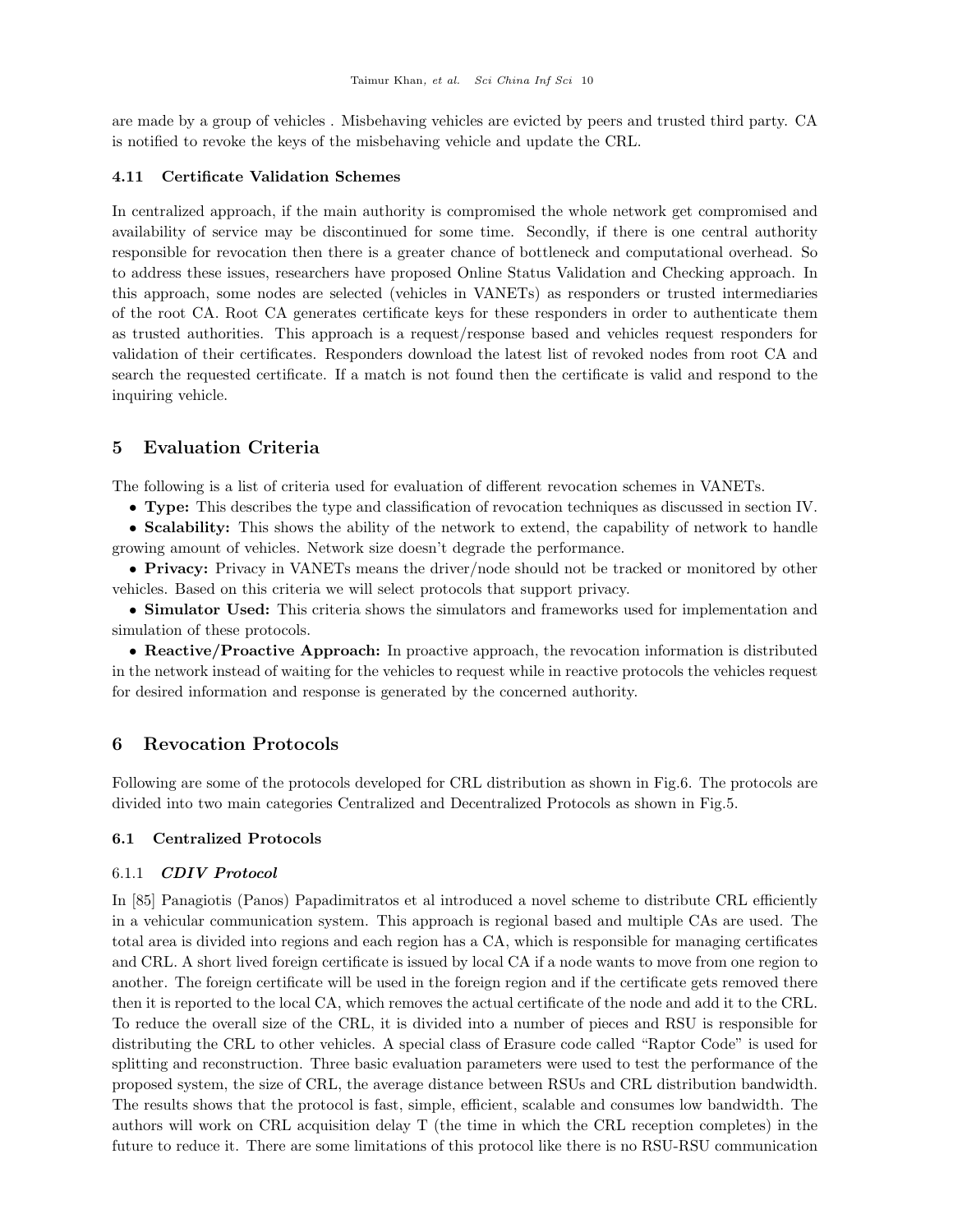are made by a group of vehicles . Misbehaving vehicles are evicted by peers and trusted third party. CA is notified to revoke the keys of the misbehaving vehicle and update the CRL.

### 4.11 Certificate Validation Schemes

In centralized approach, if the main authority is compromised the whole network get compromised and availability of service may be discontinued for some time. Secondly, if there is one central authority responsible for revocation then there is a greater chance of bottleneck and computational overhead. So to address these issues, researchers have proposed Online Status Validation and Checking approach. In this approach, some nodes are selected (vehicles in VANETs) as responders or trusted intermediaries of the root CA. Root CA generates certificate keys for these responders in order to authenticate them as trusted authorities. This approach is a request/response based and vehicles request responders for validation of their certificates. Responders download the latest list of revoked nodes from root CA and search the requested certificate. If a match is not found then the certificate is valid and respond to the inquiring vehicle.

## 5 Evaluation Criteria

The following is a list of criteria used for evaluation of different revocation schemes in VANETs.

- **Type:** This describes the type and classification of revocation techniques as discussed in section IV.
- **Scalability:** This shows the ability of the network to extend, the capability of network to handle growing amount of vehicles. Network size doesn't degrade the performance.
- **Privacy:** Privacy in VANETs means the driver/node should not be tracked or monitored by other vehicles. Based on this criteria we will select protocols that support privacy.
- **Simulator Used:** This criteria shows the simulators and frameworks used for implementation and simulation of these protocols.
- **Reactive/Proactive Approach:** In proactive approach, the revocation information is distributed in the network instead of waiting for the vehicles to request while in reactive protocols the vehicles request for desired information and response is generated by the concerned authority.

## 6 Revocation Protocols

Following are some of the protocols developed for CRL distribution as shown in Fig.6. The protocols are divided into two main categories Centralized and Decentralized Protocols as shown in Fig.5.

### 6.1 Centralized Protocols

#### 6.1.1 *CDIV Protocol*

In [85] Panagiotis (Panos) Papadimitratos et al introduced a novel scheme to distribute CRL efficiently in a vehicular communication system. This approach is regional based and multiple CAs are used. The total area is divided into regions and each region has a CA, which is responsible for managing certificates and CRL. A short lived foreign certificate is issued by local CA if a node wants to move from one region to another. The foreign certificate will be used in the foreign region and if the certificate gets removed there then it is reported to the local CA, which removes the actual certificate of the node and add it to the CRL. To reduce the overall size of the CRL, it is divided into a number of pieces and RSU is responsible for distributing the CRL to other vehicles. A special class of Erasure code called "Raptor Code" is used for splitting and reconstruction. Three basic evaluation parameters were used to test the performance of the proposed system, the size of CRL, the average distance between RSUs and CRL distribution bandwidth. The results shows that the protocol is fast, simple, efficient, scalable and consumes low bandwidth. The authors will work on CRL acquisition delay T (the time in which the CRL reception completes) in the future to reduce it. There are some limitations of this protocol like there is no RSU-RSU communication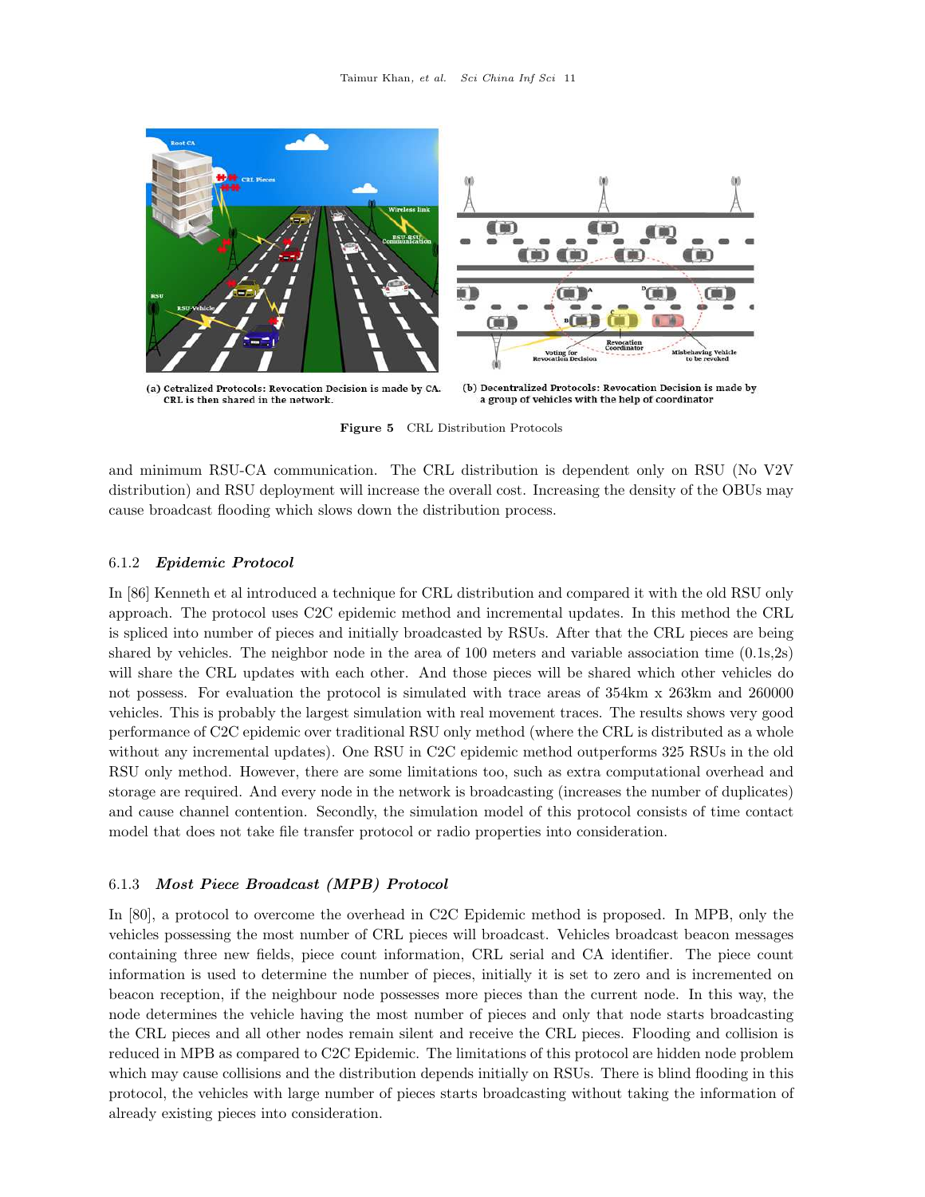(a) Cetralized Protocols: Revocation Decision is made by CA. CRL is then shared in the network.

(b) Decentralized Protocols: Revocation Decision is made by a group of vehicles with the help of coordinator

**Figure 5** CRL Distribution Protocols

and minimum RSU-CA communication. The CRL distribution is dependent only on RSU (No V2V distribution) and RSU deployment will increase the overall cost. Increasing the density of the OBUs may cause broadcast flooding which slows down the distribution process.

#### 6.1.2 *Epidemic Protocol*

In [86] Kenneth et al introduced a technique for CRL distribution and compared it with the old RSU only approach. The protocol uses C2C epidemic method and incremental updates. In this method the CRL is spliced into number of pieces and initially broadcasted by RSUs. After that the CRL pieces are being shared by vehicles. The neighbor node in the area of 100 meters and variable association time (0.1s,2s) will share the CRL updates with each other. And those pieces will be shared which other vehicles do not possess. For evaluation the protocol is simulated with trace areas of 354km x 263km and 260000 vehicles. This is probably the largest simulation with real movement traces. The results shows very good performance of C2C epidemic over traditional RSU only method (where the CRL is distributed as a whole without any incremental updates). One RSU in C2C epidemic method outperforms 325 RSUs in the old RSU only method. However, there are some limitations too, such as extra computational overhead and storage are required. And every node in the network is broadcasting (increases the number of duplicates) and cause channel contention. Secondly, the simulation model of this protocol consists of time contact model that does not take file transfer protocol or radio properties into consideration.

#### 6.1.3 *Most Piece Broadcast (MPB) Protocol*

In [80], a protocol to overcome the overhead in C2C Epidemic method is proposed. In MPB, only the vehicles possessing the most number of CRL pieces will broadcast. Vehicles broadcast beacon messages containing three new fields, piece count information, CRL serial and CA identifier. The piece count information is used to determine the number of pieces, initially it is set to zero and is incremented on beacon reception, if the neighbour node possesses more pieces than the current node. In this way, the node determines the vehicle having the most number of pieces and only that node starts broadcasting the CRL pieces and all other nodes remain silent and receive the CRL pieces. Flooding and collision is reduced in MPB as compared to C2C Epidemic. The limitations of this protocol are hidden node problem which may cause collisions and the distribution depends initially on RSUs. There is blind flooding in this protocol, the vehicles with large number of pieces starts broadcasting without taking the information of already existing pieces into consideration.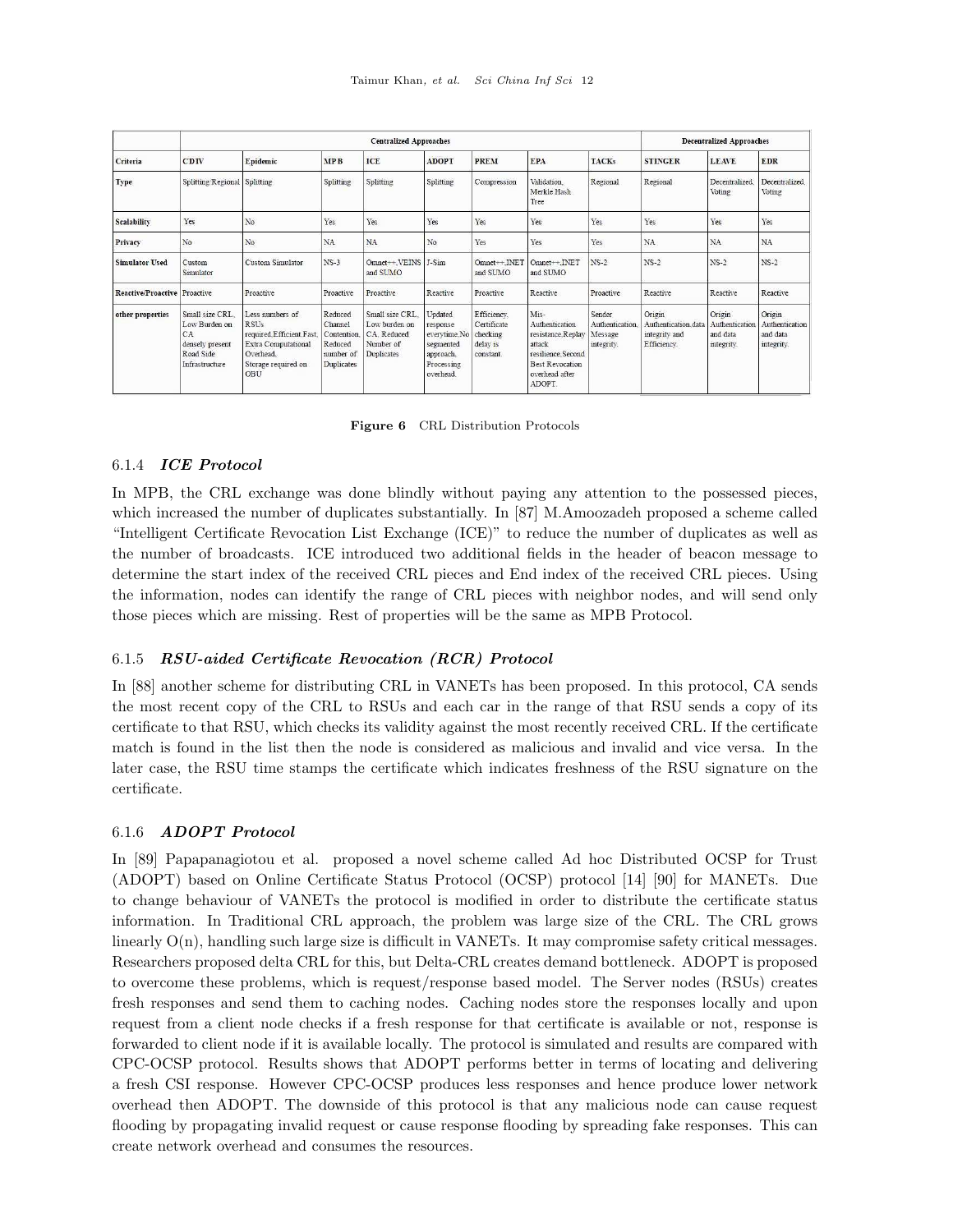| | Centralized Approaches | | | | | | | | Decentralized Approaches | | |
|---|---|---|---|---|---|---|---|---|---|---|---|
| Criteria | CDIV | Epidemic | MPB | ICE | ADOPT | PREM | EPA | TACKs | STINGER | LEAVE | EDR |
| Type | Splitting/Regional | Splitting | Splitting | Splitting | Splitting | Compression | Validation, Merkle Hash Tree | Regional | Regional | Decentralized, Voting | Decentralized, Voting |
| Scalability | Yes | No | Yes | Yes | Yes | Yes | Yes | Yes | Yes | Yes | Yes |
| Privacy | No | No | NA | NA | No | Yes | Yes | Yes | NA | NA | NA |
| Simulator Used | Custom Simulator | Custom Simulator | NS-3 | Omnet++,VEINS and SUMO | J-Sim | Omnet++,INET and SUMO | Omnet++,INET and SUMO | NS-2 | NS-2 | NS-2 | NS-2 |
| Reactive/Proactive | Proactive | Proactive | Proactive | Proactive | Reactive | Proactive | Reactive | Proactive | Reactive | Reactive | Reactive |
| other properties | Small size CRL, Low Burden on CA densely present Road Side Infrastructure | Less numbers of RSUs required,Efficient,Fast, Extra Computational Overhead, Storage required on OBU | Reduced Channel Contention, Reduced number of Duplicates | Small size CRL, Low burden on CA, Reduced Number of Duplicates | Updated response everytime,No segmented approach, Processing overhead. | Efficiency, Certificate checking delay is constant. | Mis-Authentication resistance,Replay attack resilience,Second Best Revocation overhead after ADOPT. | Sender Authentication, Message integrity. | Origin Authentication,data integrity and Efficiency. | Origin Authentication and data integrity. | Origin Authentication and data integrity. |

**Figure 6** CRL Distribution Protocols

### 6.1.4 *ICE Protocol*

In MPB, the CRL exchange was done blindly without paying any attention to the possessed pieces, which increased the number of duplicates substantially. In [87] M.Amoozadeh proposed a scheme called "Intelligent Certificate Revocation List Exchange (ICE)" to reduce the number of duplicates as well as the number of broadcasts. ICE introduced two additional fields in the header of beacon message to determine the start index of the received CRL pieces and End index of the received CRL pieces. Using the information, nodes can identify the range of CRL pieces with neighbor nodes, and will send only those pieces which are missing. Rest of properties will be the same as MPB Protocol.

### 6.1.5 *RSU-aided Certificate Revocation (RCR) Protocol*

In [88] another scheme for distributing CRL in VANETs has been proposed. In this protocol, CA sends the most recent copy of the CRL to RSUs and each car in the range of that RSU sends a copy of its certificate to that RSU, which checks its validity against the most recently received CRL. If the certificate match is found in the list then the node is considered as malicious and invalid and vice versa. In the later case, the RSU time stamps the certificate which indicates freshness of the RSU signature on the certificate.

### 6.1.6 *ADOPT Protocol*

In [89] Papapanagiotou et al. proposed a novel scheme called Ad hoc Distributed OCSP for Trust (ADOPT) based on Online Certificate Status Protocol (OCSP) protocol [14] [90] for MANETs. Due to change behaviour of VANETs the protocol is modified in order to distribute the certificate status information. In Traditional CRL approach, the problem was large size of the CRL. The CRL grows linearly O(n), handling such large size is difficult in VANETs. It may compromise safety critical messages. Researchers proposed delta CRL for this, but Delta-CRL creates demand bottleneck. ADOPT is proposed to overcome these problems, which is request/response based model. The Server nodes (RSUs) creates fresh responses and send them to caching nodes. Caching nodes store the responses locally and upon request from a client node checks if a fresh response for that certificate is available or not, response is forwarded to client node if it is available locally. The protocol is simulated and results are compared with CPC-OCSP protocol. Results shows that ADOPT performs better in terms of locating and delivering a fresh CSI response. However CPC-OCSP produces less responses and hence produce lower network overhead then ADOPT. The downside of this protocol is that any malicious node can cause request flooding by propagating invalid request or cause response flooding by spreading fake responses. This can create network overhead and consumes the resources.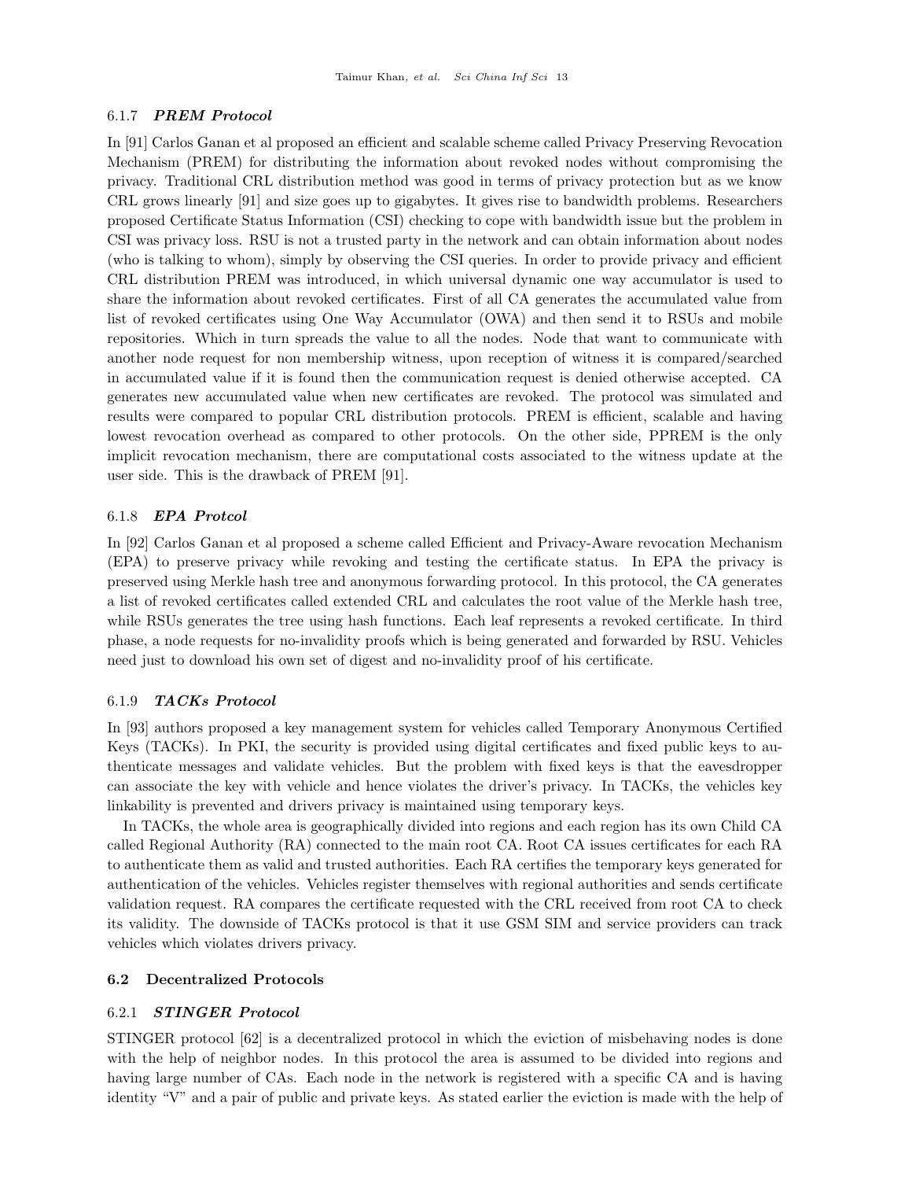#### 6.1.7 ***PREM Protocol***

In [91] Carlos Ganan et al proposed an efficient and scalable scheme called Privacy Preserving Revocation Mechanism (PREM) for distributing the information about revoked nodes without compromising the privacy. Traditional CRL distribution method was good in terms of privacy protection but as we know CRL grows linearly [91] and size goes up to gigabytes. It gives rise to bandwidth problems. Researchers proposed Certificate Status Information (CSI) checking to cope with bandwidth issue but the problem in CSI was privacy loss. RSU is not a trusted party in the network and can obtain information about nodes (who is talking to whom), simply by observing the CSI queries. In order to provide privacy and efficient CRL distribution PREM was introduced, in which universal dynamic one way accumulator is used to share the information about revoked certificates. First of all CA generates the accumulated value from list of revoked certificates using One Way Accumulator (OWA) and then send it to RSUs and mobile repositories. Which in turn spreads the value to all the nodes. Node that want to communicate with another node request for non membership witness, upon reception of witness it is compared/searched in accumulated value if it is found then the communication request is denied otherwise accepted. CA generates new accumulated value when new certificates are revoked. The protocol was simulated and results were compared to popular CRL distribution protocols. PREM is efficient, scalable and having lowest revocation overhead as compared to other protocols. On the other side, PPREM is the only implicit revocation mechanism, there are computational costs associated to the witness update at the user side. This is the drawback of PREM [91].

#### 6.1.8 ***EPA Protcol***

In [92] Carlos Ganan et al proposed a scheme called Efficient and Privacy-Aware revocation Mechanism (EPA) to preserve privacy while revoking and testing the certificate status. In EPA the privacy is preserved using Merkle hash tree and anonymous forwarding protocol. In this protocol, the CA generates a list of revoked certificates called extended CRL and calculates the root value of the Merkle hash tree, while RSUs generates the tree using hash functions. Each leaf represents a revoked certificate. In third phase, a node requests for no-invalidity proofs which is being generated and forwarded by RSU. Vehicles need just to download his own set of digest and no-invalidity proof of his certificate.

#### 6.1.9 ***TACKs Protocol***

In [93] authors proposed a key management system for vehicles called Temporary Anonymous Certified Keys (TACKs). In PKI, the security is provided using digital certificates and fixed public keys to authenticate messages and validate vehicles. But the problem with fixed keys is that the eavesdropper can associate the key with vehicle and hence violates the driver's privacy. In TACKs, the vehicles key linkability is prevented and drivers privacy is maintained using temporary keys.

In TACKs, the whole area is geographically divided into regions and each region has its own Child CA called Regional Authority (RA) connected to the main root CA. Root CA issues certificates for each RA to authenticate them as valid and trusted authorities. Each RA certifies the temporary keys generated for authentication of the vehicles. Vehicles register themselves with regional authorities and sends certificate validation request. RA compares the certificate requested with the CRL received from root CA to check its validity. The downside of TACKs protocol is that it use GSM SIM and service providers can track vehicles which violates drivers privacy.

### 6.2 Decentralized Protocols

#### 6.2.1 ***STINGER Protocol***

STINGER protocol [62] is a decentralized protocol in which the eviction of misbehaving nodes is done with the help of neighbor nodes. In this protocol the area is assumed to be divided into regions and having large number of CAs. Each node in the network is registered with a specific CA and is having identity "V" and a pair of public and private keys. As stated earlier the eviction is made with the help of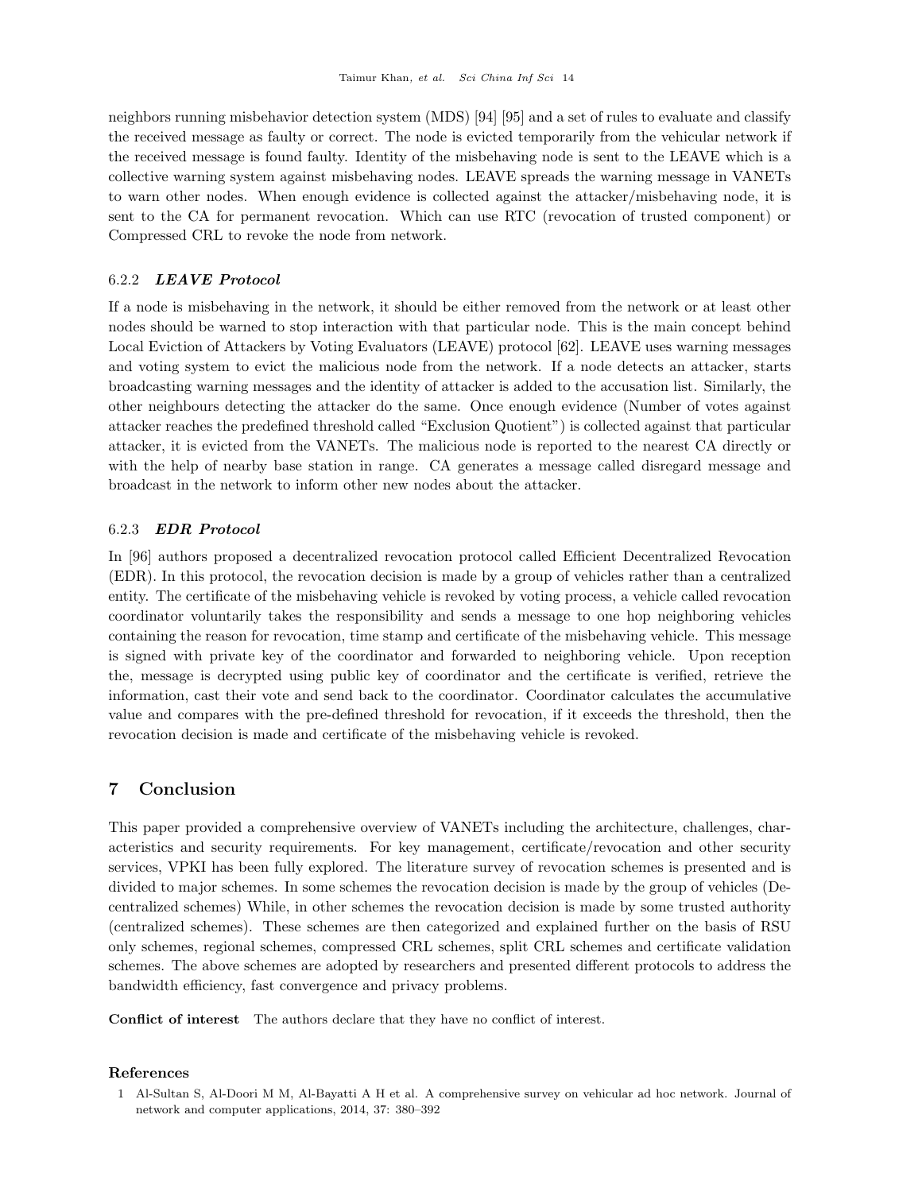neighbors running misbehavior detection system (MDS) [94] [95] and a set of rules to evaluate and classify the received message as faulty or correct. The node is evicted temporarily from the vehicular network if the received message is found faulty. Identity of the misbehaving node is sent to the LEAVE which is a collective warning system against misbehaving nodes. LEAVE spreads the warning message in VANETs to warn other nodes. When enough evidence is collected against the attacker/misbehaving node, it is sent to the CA for permanent revocation. Which can use RTC (revocation of trusted component) or Compressed CRL to revoke the node from network.

### 6.2.2 *LEAVE Protocol*

If a node is misbehaving in the network, it should be either removed from the network or at least other nodes should be warned to stop interaction with that particular node. This is the main concept behind Local Eviction of Attackers by Voting Evaluators (LEAVE) protocol [62]. LEAVE uses warning messages and voting system to evict the malicious node from the network. If a node detects an attacker, starts broadcasting warning messages and the identity of attacker is added to the accusation list. Similarly, the other neighbours detecting the attacker do the same. Once enough evidence (Number of votes against attacker reaches the predefined threshold called "Exclusion Quotient") is collected against that particular attacker, it is evicted from the VANETs. The malicious node is reported to the nearest CA directly or with the help of nearby base station in range. CA generates a message called disregard message and broadcast in the network to inform other new nodes about the attacker.

### 6.2.3 *EDR Protocol*

In [96] authors proposed a decentralized revocation protocol called Efficient Decentralized Revocation (EDR). In this protocol, the revocation decision is made by a group of vehicles rather than a centralized entity. The certificate of the misbehaving vehicle is revoked by voting process, a vehicle called revocation coordinator voluntarily takes the responsibility and sends a message to one hop neighboring vehicles containing the reason for revocation, time stamp and certificate of the misbehaving vehicle. This message is signed with private key of the coordinator and forwarded to neighboring vehicle. Upon reception the, message is decrypted using public key of coordinator and the certificate is verified, retrieve the information, cast their vote and send back to the coordinator. Coordinator calculates the accumulative value and compares with the pre-defined threshold for revocation, if it exceeds the threshold, then the revocation decision is made and certificate of the misbehaving vehicle is revoked.

## 7 Conclusion

This paper provided a comprehensive overview of VANETs including the architecture, challenges, characteristics and security requirements. For key management, certificate/revocation and other security services, VPKI has been fully explored. The literature survey of revocation schemes is presented and is divided to major schemes. In some schemes the revocation decision is made by the group of vehicles (Decentralized schemes) While, in other schemes the revocation decision is made by some trusted authority (centralized schemes). These schemes are then categorized and explained further on the basis of RSU only schemes, regional schemes, compressed CRL schemes, split CRL schemes and certificate validation schemes. The above schemes are adopted by researchers and presented different protocols to address the bandwidth efficiency, fast convergence and privacy problems.

**Conflict of interest** The authors declare that they have no conflict of interest.

### References

1 Al-Sultan S, Al-Doori M M, Al-Bayatti A H et al. A comprehensive survey on vehicular ad hoc network. Journal of network and computer applications, 2014, 37: 380–392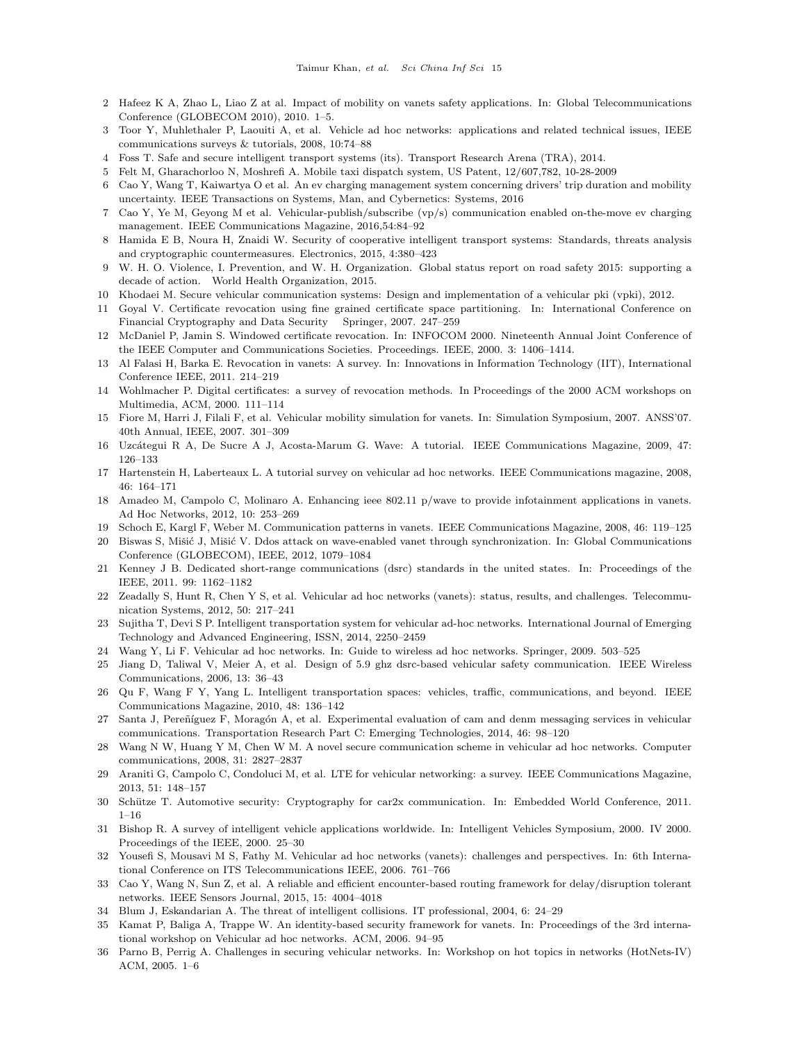2 Hafeez K A, Zhao L, Liao Z at al. Impact of mobility on vanets safety applications. In: Global Telecommunications Conference (GLOBECOM 2010), 2010. 1–5.

3 Toor Y, Muhlethaler P, Laouiti A, et al. Vehicle ad hoc networks: applications and related technical issues, IEEE communications surveys & tutorials, 2008, 10:74–88

4 Foss T. Safe and secure intelligent transport systems (its). Transport Research Arena (TRA), 2014.

5 Felt M, Gharachorloo N, Moshrefi A. Mobile taxi dispatch system, US Patent, 12/607,782, 10-28-2009

6 Cao Y, Wang T, Kaiwartya O et al. An ev charging management system concerning drivers' trip duration and mobility uncertainty. IEEE Transactions on Systems, Man, and Cybernetics: Systems, 2016

7 Cao Y, Ye M, Geyong M et al. Vehicular-publish/subscribe (vp/s) communication enabled on-the-move ev charging management. IEEE Communications Magazine, 2016,54:84–92

8 Hamida E B, Noura H, Znaidi W. Security of cooperative intelligent transport systems: Standards, threats analysis and cryptographic countermeasures. Electronics, 2015, 4:380–423

9 W. H. O. Violence, I. Prevention, and W. H. Organization. Global status report on road safety 2015: supporting a decade of action. World Health Organization, 2015.

10 Khodaei M. Secure vehicular communication systems: Design and implementation of a vehicular pki (vpki), 2012.

11 Goyal V. Certificate revocation using fine grained certificate space partitioning. In: International Conference on Financial Cryptography and Data Security Springer, 2007. 247–259

12 McDaniel P, Jamin S. Windowed certificate revocation. In: INFOCOM 2000. Nineteenth Annual Joint Conference of the IEEE Computer and Communications Societies. Proceedings. IEEE, 2000. 3: 1406–1414.

13 Al Falasi H, Barka E. Revocation in vanets: A survey. In: Innovations in Information Technology (IIT), International Conference IEEE, 2011. 214–219

14 Wohlmacher P. Digital certificates: a survey of revocation methods. In Proceedings of the 2000 ACM workshops on Multimedia, ACM, 2000. 111–114

15 Fiore M, Harri J, Filali F, et al. Vehicular mobility simulation for vanets. In: Simulation Symposium, 2007. ANSS'07. 40th Annual, IEEE, 2007. 301–309

16 Uzcátegui R A, De Sucre A J, Acosta-Marum G. Wave: A tutorial. IEEE Communications Magazine, 2009, 47: 126–133

17 Hartenstein H, Laberteaux L. A tutorial survey on vehicular ad hoc networks. IEEE Communications magazine, 2008, 46: 164–171

18 Amadeo M, Campolo C, Molinaro A. Enhancing ieee 802.11 p/wave to provide infotainment applications in vanets. Ad Hoc Networks, 2012, 10: 253–269

19 Schoch E, Kargl F, Weber M. Communication patterns in vanets. IEEE Communications Magazine, 2008, 46: 119–125

20 Biswas S, Mišić J, Mišić V. Ddos attack on wave-enabled vanet through synchronization. In: Global Communications Conference (GLOBECOM), IEEE, 2012, 1079–1084

21 Kenney J B. Dedicated short-range communications (dsrc) standards in the united states. In: Proceedings of the IEEE, 2011. 99: 1162–1182

22 Zeadally S, Hunt R, Chen Y S, et al. Vehicular ad hoc networks (vanets): status, results, and challenges. Telecommunication Systems, 2012, 50: 217–241

23 Sujitha T, Devi S P. Intelligent transportation system for vehicular ad-hoc networks. International Journal of Emerging Technology and Advanced Engineering, ISSN, 2014, 2250–2459

24 Wang Y, Li F. Vehicular ad hoc networks. In: Guide to wireless ad hoc networks. Springer, 2009. 503–525

25 Jiang D, Taliwal V, Meier A, et al. Design of 5.9 ghz dsrc-based vehicular safety communication. IEEE Wireless Communications, 2006, 13: 36–43

26 Qu F, Wang F Y, Yang L. Intelligent transportation spaces: vehicles, traffic, communications, and beyond. IEEE Communications Magazine, 2010, 48: 136–142

27 Santa J, Pereñíguez F, Moragón A, et al. Experimental evaluation of cam and denm messaging services in vehicular communications. Transportation Research Part C: Emerging Technologies, 2014, 46: 98–120

28 Wang N W, Huang Y M, Chen W M. A novel secure communication scheme in vehicular ad hoc networks. Computer communications, 2008, 31: 2827–2837

29 Araniti G, Campolo C, Condoluci M, et al. LTE for vehicular networking: a survey. IEEE Communications Magazine, 2013, 51: 148–157

30 Schütze T. Automotive security: Cryptography for car2x communication. In: Embedded World Conference, 2011. 1–16

31 Bishop R. A survey of intelligent vehicle applications worldwide. In: Intelligent Vehicles Symposium, 2000. IV 2000. Proceedings of the IEEE, 2000. 25–30

32 Yousefi S, Mousavi M S, Fathy M. Vehicular ad hoc networks (vanets): challenges and perspectives. In: 6th International Conference on ITS Telecommunications IEEE, 2006. 761–766

33 Cao Y, Wang N, Sun Z, et al. A reliable and efficient encounter-based routing framework for delay/disruption tolerant networks. IEEE Sensors Journal, 2015, 15: 4004–4018

34 Blum J, Eskandarian A. The threat of intelligent collisions. IT professional, 2004, 6: 24–29

35 Kamat P, Baliga A, Trappe W. An identity-based security framework for vanets. In: Proceedings of the 3rd international workshop on Vehicular ad hoc networks. ACM, 2006. 94–95

36 Parno B, Perrig A. Challenges in securing vehicular networks. In: Workshop on hot topics in networks (HotNets-IV) ACM, 2005. 1–6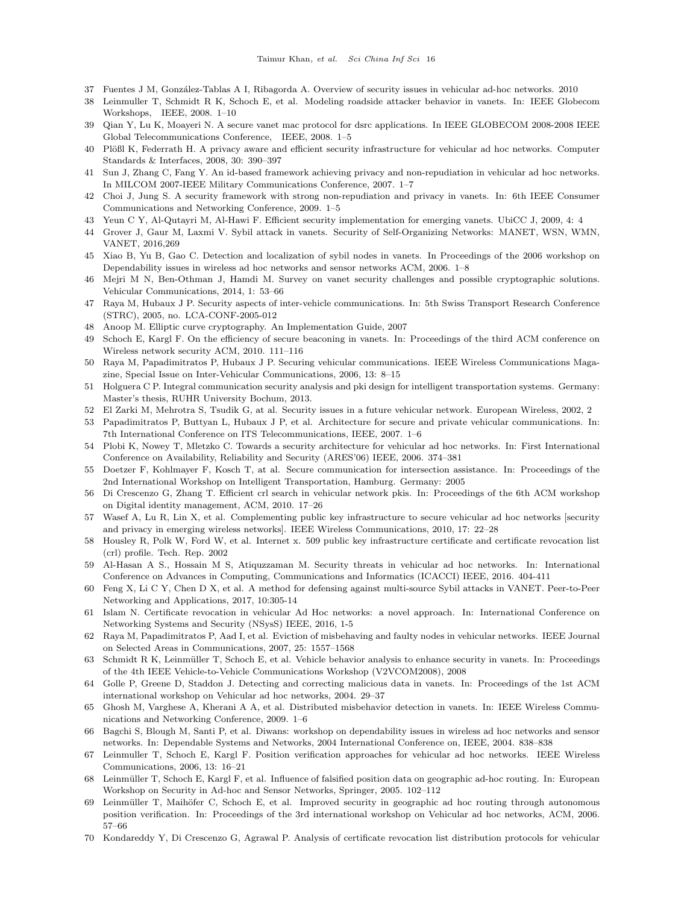37 Fuentes J M, González-Tablas A I, Ribagorda A. Overview of security issues in vehicular ad-hoc networks. 2010

38 Leinmuller T, Schmidt R K, Schoch E, et al. Modeling roadside attacker behavior in vanets. In: IEEE Globecom Workshops, IEEE, 2008. 1–10

39 Qian Y, Lu K, Moayeri N. A secure vanet mac protocol for dsrc applications. In IEEE GLOBECOM 2008-2008 IEEE Global Telecommunications Conference, IEEE, 2008. 1–5

40 Plößl K, Federrath H. A privacy aware and efficient security infrastructure for vehicular ad hoc networks. Computer Standards & Interfaces, 2008, 30: 390–397

41 Sun J, Zhang C, Fang Y. An id-based framework achieving privacy and non-repudiation in vehicular ad hoc networks. In MILCOM 2007-IEEE Military Communications Conference, 2007. 1–7

42 Choi J, Jung S. A security framework with strong non-repudiation and privacy in vanets. In: 6th IEEE Consumer Communications and Networking Conference, 2009. 1–5

43 Yeun C Y, Al-Qutayri M, Al-Hawi F. Efficient security implementation for emerging vanets. UbiCC J, 2009, 4: 4

44 Grover J, Gaur M, Laxmi V. Sybil attack in vanets. Security of Self-Organizing Networks: MANET, WSN, WMN, VANET, 2016,269

45 Xiao B, Yu B, Gao C. Detection and localization of sybil nodes in vanets. In Proceedings of the 2006 workshop on Dependability issues in wireless ad hoc networks and sensor networks ACM, 2006. 1–8

46 Mejri M N, Ben-Othman J, Hamdi M. Survey on vanet security challenges and possible cryptographic solutions. Vehicular Communications, 2014, 1: 53–66

47 Raya M, Hubaux J P. Security aspects of inter-vehicle communications. In: 5th Swiss Transport Research Conference (STRC), 2005, no. LCA-CONF-2005-012

48 Anoop M. Elliptic curve cryptography. An Implementation Guide, 2007

49 Schoch E, Kargl F. On the efficiency of secure beaconing in vanets. In: Proceedings of the third ACM conference on Wireless network security ACM, 2010. 111–116

50 Raya M, Papadimitratos P, Hubaux J P. Securing vehicular communications. IEEE Wireless Communications Magazine, Special Issue on Inter-Vehicular Communications, 2006, 13: 8–15

51 Holguera C P. Integral communication security analysis and pki design for intelligent transportation systems. Germany: Master's thesis, RUHR University Bochum, 2013.

52 El Zarki M, Mehrotra S, Tsudik G, at al. Security issues in a future vehicular network. European Wireless, 2002, 2

53 Papadimitratos P, Buttyan L, Hubaux J P, et al. Architecture for secure and private vehicular communications. In: 7th International Conference on ITS Telecommunications, IEEE, 2007. 1–6

54 Plobi K, Nowey T, Mletzko C. Towards a security architecture for vehicular ad hoc networks. In: First International Conference on Availability, Reliability and Security (ARES'06) IEEE, 2006. 374–381

55 Doetzer F, Kohlmayer F, Kosch T, at al. Secure communication for intersection assistance. In: Proceedings of the 2nd International Workshop on Intelligent Transportation, Hamburg. Germany: 2005

56 Di Crescenzo G, Zhang T. Efficient crl search in vehicular network pkis. In: Proceedings of the 6th ACM workshop on Digital identity management, ACM, 2010. 17–26

57 Wasef A, Lu R, Lin X, et al. Complementing public key infrastructure to secure vehicular ad hoc networks [security and privacy in emerging wireless networks]. IEEE Wireless Communications, 2010, 17: 22–28

58 Housley R, Polk W, Ford W, et al. Internet x. 509 public key infrastructure certificate and certificate revocation list (crl) profile. Tech. Rep. 2002

59 Al-Hasan A S., Hossain M S, Atiquzzaman M. Security threats in vehicular ad hoc networks. In: International Conference on Advances in Computing, Communications and Informatics (ICACCI) IEEE, 2016. 404-411

60 Feng X, Li C Y, Chen D X, et al. A method for defensing against multi-source Sybil attacks in VANET. Peer-to-Peer Networking and Applications, 2017, 10:305-14

61 Islam N. Certificate revocation in vehicular Ad Hoc networks: a novel approach. In: International Conference on Networking Systems and Security (NSysS) IEEE, 2016, 1-5

62 Raya M, Papadimitratos P, Aad I, et al. Eviction of misbehaving and faulty nodes in vehicular networks. IEEE Journal on Selected Areas in Communications, 2007, 25: 1557–1568

63 Schmidt R K, Leinmüller T, Schoch E, et al. Vehicle behavior analysis to enhance security in vanets. In: Proceedings of the 4th IEEE Vehicle-to-Vehicle Communications Workshop (V2VCOM2008), 2008

64 Golle P, Greene D, Staddon J. Detecting and correcting malicious data in vanets. In: Proceedings of the 1st ACM international workshop on Vehicular ad hoc networks, 2004. 29–37

65 Ghosh M, Varghese A, Kherani A A, et al. Distributed misbehavior detection in vanets. In: IEEE Wireless Communications and Networking Conference, 2009. 1–6

66 Bagchi S, Blough M, Santi P, et al. Diwans: workshop on dependability issues in wireless ad hoc networks and sensor networks. In: Dependable Systems and Networks, 2004 International Conference on, IEEE, 2004. 838–838

67 Leinmuller T, Schoch E, Kargl F. Position verification approaches for vehicular ad hoc networks. IEEE Wireless Communications, 2006, 13: 16–21

68 Leinmüller T, Schoch E, Kargl F, et al. Influence of falsified position data on geographic ad-hoc routing. In: European Workshop on Security in Ad-hoc and Sensor Networks, Springer, 2005. 102–112

69 Leinmüller T, Maihöfer C, Schoch E, et al. Improved security in geographic ad hoc routing through autonomous position verification. In: Proceedings of the 3rd international workshop on Vehicular ad hoc networks, ACM, 2006. 57–66

70 Kondareddy Y, Di Crescenzo G, Agrawal P. Analysis of certificate revocation list distribution protocols for vehicular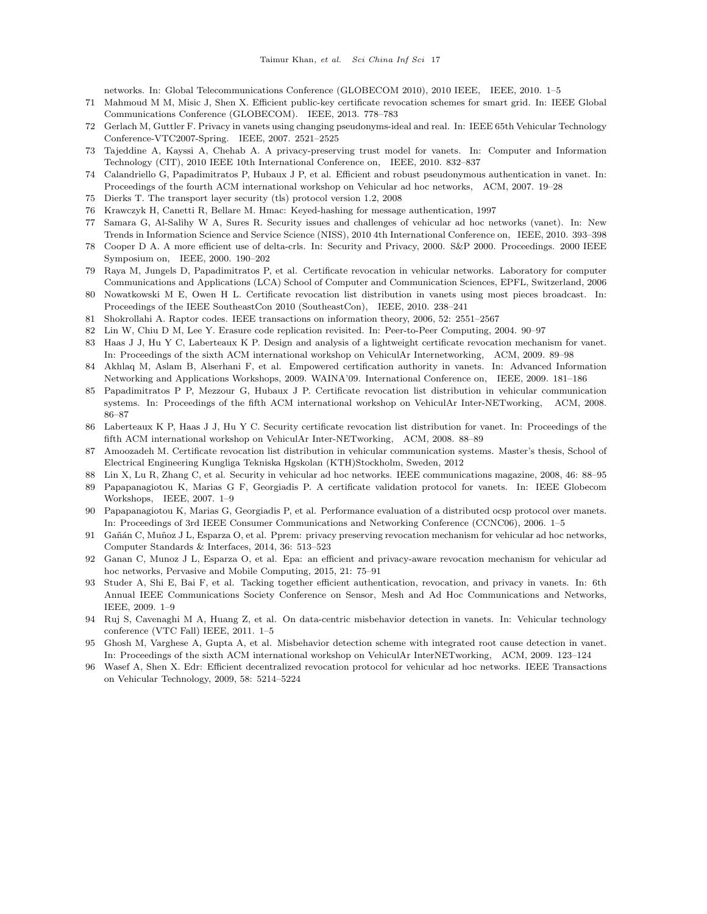networks. In: Global Telecommunications Conference (GLOBECOM 2010), 2010 IEEE, IEEE, 2010. 1–5

71 Mahmoud M M, Misic J, Shen X. Efficient public-key certificate revocation schemes for smart grid. In: IEEE Global Communications Conference (GLOBECOM). IEEE, 2013. 778–783

72 Gerlach M, Guttler F. Privacy in vanets using changing pseudonyms-ideal and real. In: IEEE 65th Vehicular Technology Conference-VTC2007-Spring. IEEE, 2007. 2521–2525

73 Tajeddine A, Kayssi A, Chehab A. A privacy-preserving trust model for vanets. In: Computer and Information Technology (CIT), 2010 IEEE 10th International Conference on, IEEE, 2010. 832–837

74 Calandriello G, Papadimitratos P, Hubaux J P, et al. Efficient and robust pseudonymous authentication in vanet. In: Proceedings of the fourth ACM international workshop on Vehicular ad hoc networks, ACM, 2007. 19–28

75 Dierks T. The transport layer security (tls) protocol version 1.2, 2008

76 Krawczyk H, Canetti R, Bellare M. Hmac: Keyed-hashing for message authentication, 1997

77 Samara G, Al-Salihy W A, Sures R. Security issues and challenges of vehicular ad hoc networks (vanet). In: New Trends in Information Science and Service Science (NISS), 2010 4th International Conference on, IEEE, 2010. 393–398

78 Cooper D A. A more efficient use of delta-crls. In: Security and Privacy, 2000. S&P 2000. Proceedings. 2000 IEEE Symposium on, IEEE, 2000. 190–202

79 Raya M, Jungels D, Papadimitratos P, et al. Certificate revocation in vehicular networks. Laboratory for computer Communications and Applications (LCA) School of Computer and Communication Sciences, EPFL, Switzerland, 2006

80 Nowatkowski M E, Owen H L. Certificate revocation list distribution in vanets using most pieces broadcast. In: Proceedings of the IEEE SoutheastCon 2010 (SoutheastCon), IEEE, 2010. 238–241

81 Shokrollahi A. Raptor codes. IEEE transactions on information theory, 2006, 52: 2551–2567

82 Lin W, Chiu D M, Lee Y. Erasure code replication revisited. In: Peer-to-Peer Computing, 2004. 90–97

83 Haas J J, Hu Y C, Laberteaux K P. Design and analysis of a lightweight certificate revocation mechanism for vanet. In: Proceedings of the sixth ACM international workshop on VehiculAr Internetworking, ACM, 2009. 89–98

84 Akhlaq M, Aslam B, Alserhani F, et al. Empowered certification authority in vanets. In: Advanced Information Networking and Applications Workshops, 2009. WAINA'09. International Conference on, IEEE, 2009. 181–186

85 Papadimitratos P P, Mezzour G, Hubaux J P. Certificate revocation list distribution in vehicular communication systems. In: Proceedings of the fifth ACM international workshop on VehiculAr Inter-NETworking, ACM, 2008. 86–87

86 Laberteaux K P, Haas J J, Hu Y C. Security certificate revocation list distribution for vanet. In: Proceedings of the fifth ACM international workshop on VehiculAr Inter-NETworking, ACM, 2008. 88–89

87 Amoozadeh M. Certificate revocation list distribution in vehicular communication systems. Master's thesis, School of Electrical Engineering Kungliga Tekniska Hgskolan (KTH)Stockholm, Sweden, 2012

88 Lin X, Lu R, Zhang C, et al. Security in vehicular ad hoc networks. IEEE communications magazine, 2008, 46: 88–95

89 Papapanagiotou K, Marias G F, Georgiadis P. A certificate validation protocol for vanets. In: IEEE Globecom Workshops, IEEE, 2007. 1–9

90 Papapanagiotou K, Marias G, Georgiadis P, et al. Performance evaluation of a distributed ocsp protocol over manets. In: Proceedings of 3rd IEEE Consumer Communications and Networking Conference (CCNC06), 2006. 1–5

91 Gañán C, Muñoz J L, Esparza O, et al. Pprem: privacy preserving revocation mechanism for vehicular ad hoc networks, Computer Standards & Interfaces, 2014, 36: 513–523

92 Ganan C, Munoz J L, Esparza O, et al. Epa: an efficient and privacy-aware revocation mechanism for vehicular ad hoc networks, Pervasive and Mobile Computing, 2015, 21: 75–91

93 Studer A, Shi E, Bai F, et al. Tacking together efficient authentication, revocation, and privacy in vanets. In: 6th Annual IEEE Communications Society Conference on Sensor, Mesh and Ad Hoc Communications and Networks, IEEE, 2009. 1–9

94 Ruj S, Cavenaghi M A, Huang Z, et al. On data-centric misbehavior detection in vanets. In: Vehicular technology conference (VTC Fall) IEEE, 2011. 1–5

95 Ghosh M, Varghese A, Gupta A, et al. Misbehavior detection scheme with integrated root cause detection in vanet. In: Proceedings of the sixth ACM international workshop on VehiculAr InterNETworking, ACM, 2009. 123–124

96 Wasef A, Shen X. Edr: Efficient decentralized revocation protocol for vehicular ad hoc networks. IEEE Transactions on Vehicular Technology, 2009, 58: 5214–5224